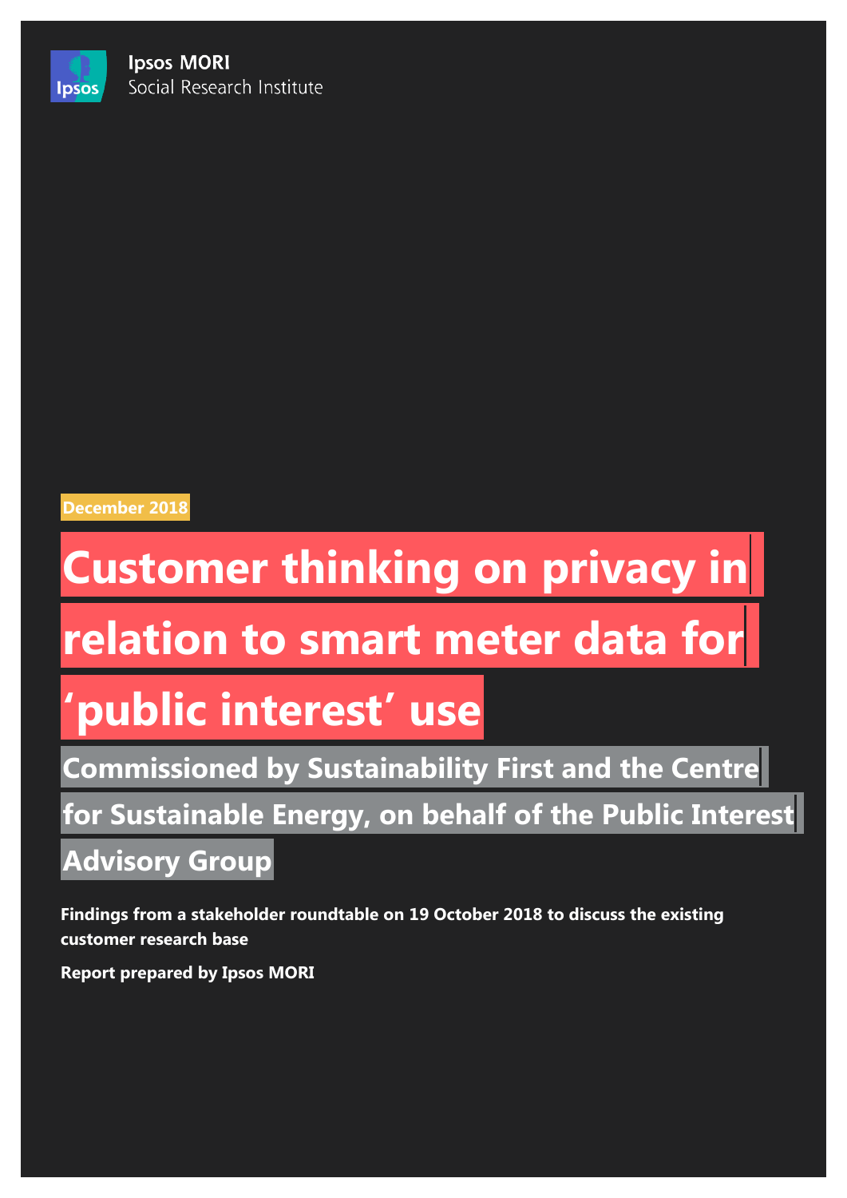Ipsos MORI
Social Research Institute

December 2018

# Customer thinking on privacy in relation to smart meter data for ‘public interest’ use

## Commissioned by Sustainability First and the Centre for Sustainable Energy, on behalf of the Public Interest Advisory Group

**Findings from a stakeholder roundtable on 19 October 2018 to discuss the existing customer research base**

**Report prepared by Ipsos MORI**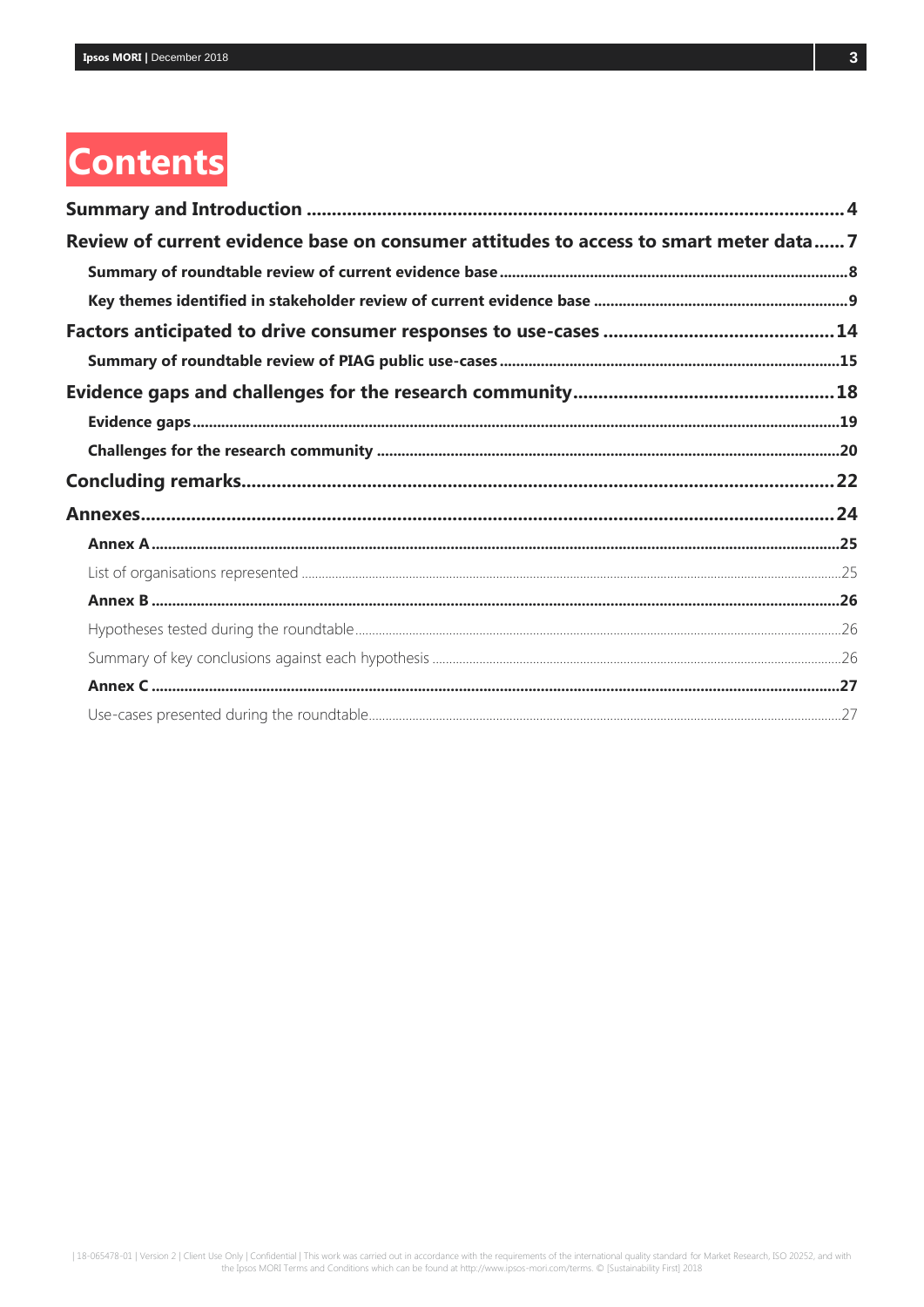# Contents

**Summary and Introduction** ... 4

**Review of current evidence base on consumer attitudes to access to smart meter data** ... 7

- **Summary of roundtable review of current evidence base** ... 8
- **Key themes identified in stakeholder review of current evidence base** ... 9

**Factors anticipated to drive consumer responses to use-cases** ... 14

- **Summary of roundtable review of PIAG public use-cases** ... 15

**Evidence gaps and challenges for the research community** ... 18

- **Evidence gaps** ... 19
- **Challenges for the research community** ... 20

**Concluding remarks** ... 22

**Annexes** ... 24

- **Annex A** ... 25
  - List of organisations represented ... 25
- **Annex B** ... 26
  - Hypotheses tested during the roundtable ... 26
  - Summary of key conclusions against each hypothesis ... 26
- **Annex C** ... 27
  - Use-cases presented during the roundtable ... 27

| 18-065478-01 | Version 2 | Client Use Only | Confidential | This work was carried out in accordance with the requirements of the international quality standard for Market Research, ISO 20252, and with the Ipsos MORI Terms and Conditions which can be found at http://www.ipsos-mori.com/terms. © [Sustainability First] 2018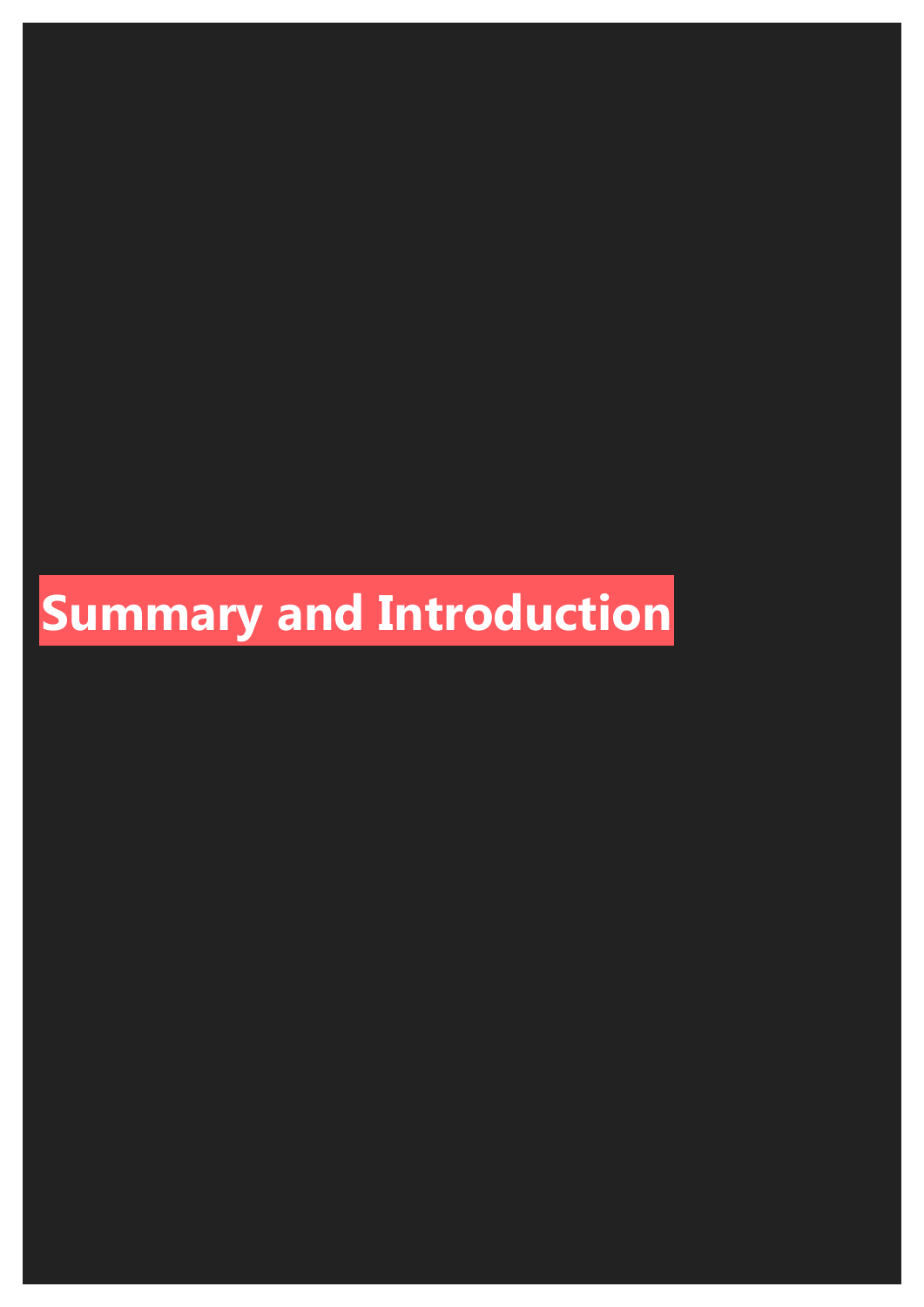# Summary and Introduction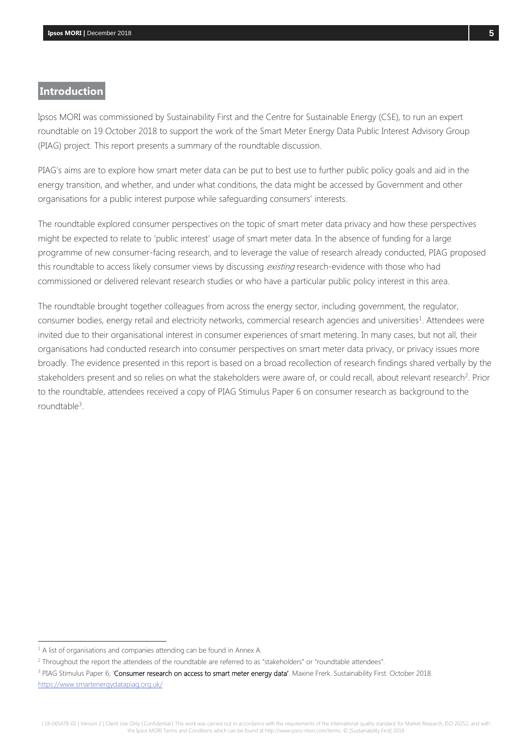## Introduction

Ipsos MORI was commissioned by Sustainability First and the Centre for Sustainable Energy (CSE), to run an expert roundtable on 19 October 2018 to support the work of the Smart Meter Energy Data Public Interest Advisory Group (PIAG) project. This report presents a summary of the roundtable discussion.

PIAG's aims are to explore how smart meter data can be put to best use to further public policy goals and aid in the energy transition, and whether, and under what conditions, the data might be accessed by Government and other organisations for a public interest purpose while safeguarding consumers' interests.

The roundtable explored consumer perspectives on the topic of smart meter data privacy and how these perspectives might be expected to relate to 'public interest' usage of smart meter data. In the absence of funding for a large programme of new consumer-facing research, and to leverage the value of research already conducted, PIAG proposed this roundtable to access likely consumer views by discussing *existing* research-evidence with those who had commissioned or delivered relevant research studies or who have a particular public policy interest in this area.

The roundtable brought together colleagues from across the energy sector, including government, the regulator, consumer bodies, energy retail and electricity networks, commercial research agencies and universities[1]. Attendees were invited due to their organisational interest in consumer experiences of smart metering. In many cases, but not all, their organisations had conducted research into consumer perspectives on smart meter data privacy, or privacy issues more broadly. The evidence presented in this report is based on a broad recollection of research findings shared verbally by the stakeholders present and so relies on what the stakeholders were aware of, or could recall, about relevant research[2]. Prior to the roundtable, attendees received a copy of PIAG Stimulus Paper 6 on consumer research as background to the roundtable[3].

---

[1] A list of organisations and companies attending can be found in Annex A.

[2] Throughout the report the attendees of the roundtable are referred to as "stakeholders" or "roundtable attendees".

[3] PIAG Stimulus Paper 6; '**Consumer research on access to smart meter energy data'**. Maxine Frerk. Sustainability First. October 2018. https://www.smartenergydatapiag.org.uk/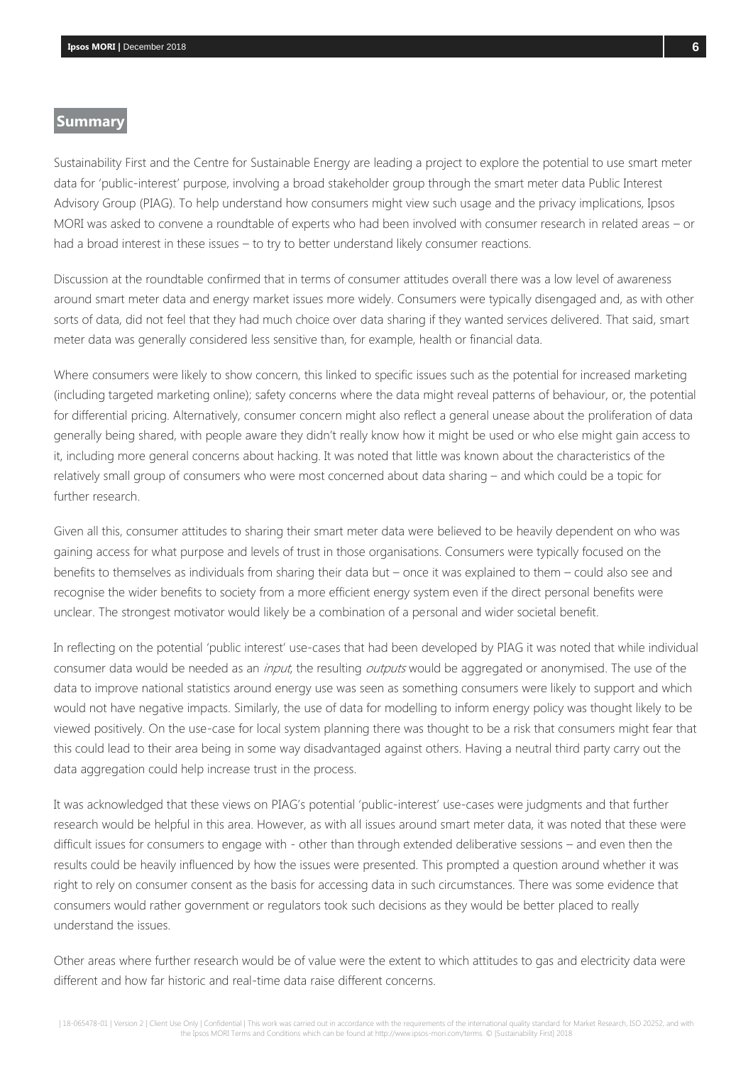## Summary

Sustainability First and the Centre for Sustainable Energy are leading a project to explore the potential to use smart meter data for 'public-interest' purpose, involving a broad stakeholder group through the smart meter data Public Interest Advisory Group (PIAG). To help understand how consumers might view such usage and the privacy implications, Ipsos MORI was asked to convene a roundtable of experts who had been involved with consumer research in related areas – or had a broad interest in these issues – to try to better understand likely consumer reactions.

Discussion at the roundtable confirmed that in terms of consumer attitudes overall there was a low level of awareness around smart meter data and energy market issues more widely. Consumers were typically disengaged and, as with other sorts of data, did not feel that they had much choice over data sharing if they wanted services delivered. That said, smart meter data was generally considered less sensitive than, for example, health or financial data.

Where consumers were likely to show concern, this linked to specific issues such as the potential for increased marketing (including targeted marketing online); safety concerns where the data might reveal patterns of behaviour, or, the potential for differential pricing. Alternatively, consumer concern might also reflect a general unease about the proliferation of data generally being shared, with people aware they didn't really know how it might be used or who else might gain access to it, including more general concerns about hacking. It was noted that little was known about the characteristics of the relatively small group of consumers who were most concerned about data sharing – and which could be a topic for further research.

Given all this, consumer attitudes to sharing their smart meter data were believed to be heavily dependent on who was gaining access for what purpose and levels of trust in those organisations. Consumers were typically focused on the benefits to themselves as individuals from sharing their data but – once it was explained to them – could also see and recognise the wider benefits to society from a more efficient energy system even if the direct personal benefits were unclear. The strongest motivator would likely be a combination of a personal and wider societal benefit.

In reflecting on the potential 'public interest' use-cases that had been developed by PIAG it was noted that while individual consumer data would be needed as an *input*, the resulting *outputs* would be aggregated or anonymised. The use of the data to improve national statistics around energy use was seen as something consumers were likely to support and which would not have negative impacts. Similarly, the use of data for modelling to inform energy policy was thought likely to be viewed positively. On the use-case for local system planning there was thought to be a risk that consumers might fear that this could lead to their area being in some way disadvantaged against others. Having a neutral third party carry out the data aggregation could help increase trust in the process.

It was acknowledged that these views on PIAG's potential 'public-interest' use-cases were judgments and that further research would be helpful in this area. However, as with all issues around smart meter data, it was noted that these were difficult issues for consumers to engage with - other than through extended deliberative sessions – and even then the results could be heavily influenced by how the issues were presented. This prompted a question around whether it was right to rely on consumer consent as the basis for accessing data in such circumstances. There was some evidence that consumers would rather government or regulators took such decisions as they would be better placed to really understand the issues.

Other areas where further research would be of value were the extent to which attitudes to gas and electricity data were different and how far historic and real-time data raise different concerns.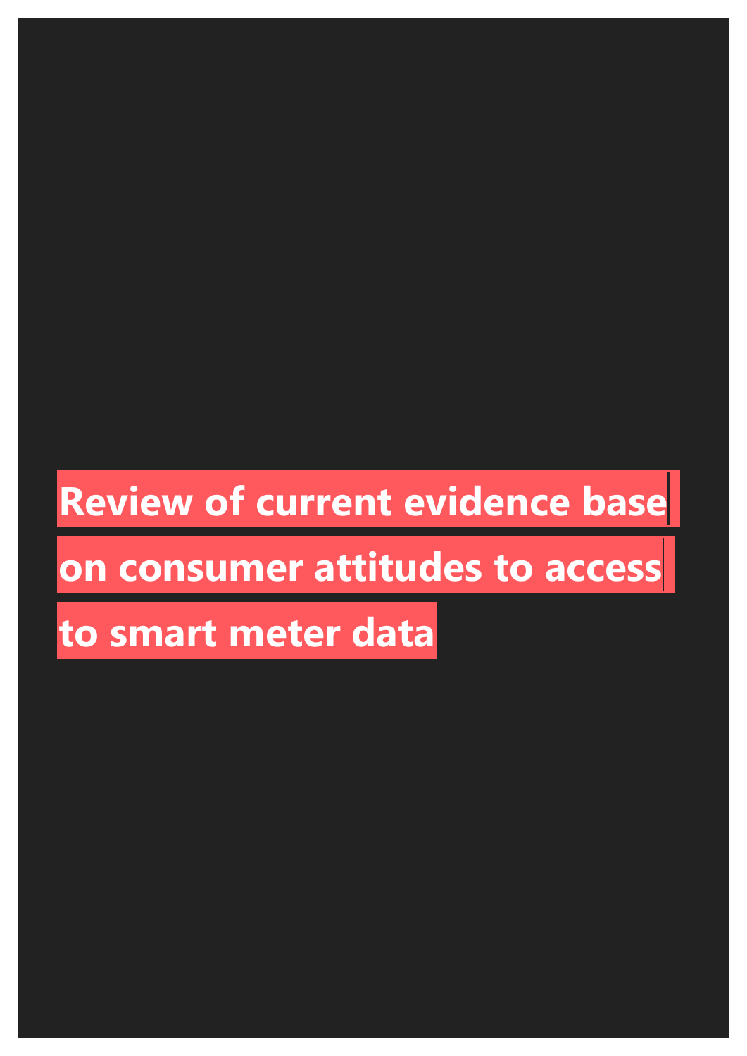# Review of current evidence base on consumer attitudes to access to smart meter data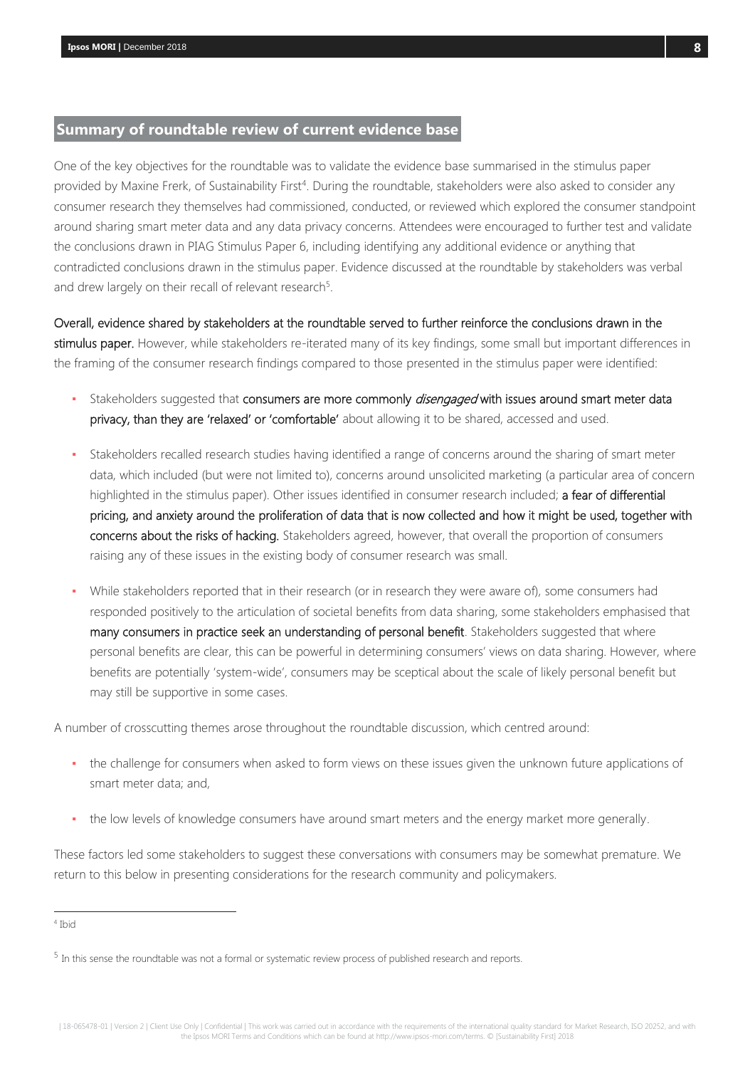## Summary of roundtable review of current evidence base

One of the key objectives for the roundtable was to validate the evidence base summarised in the stimulus paper provided by Maxine Frerk, of Sustainability First[4]. During the roundtable, stakeholders were also asked to consider any consumer research they themselves had commissioned, conducted, or reviewed which explored the consumer standpoint around sharing smart meter data and any data privacy concerns. Attendees were encouraged to further test and validate the conclusions drawn in PIAG Stimulus Paper 6, including identifying any additional evidence or anything that contradicted conclusions drawn in the stimulus paper. Evidence discussed at the roundtable by stakeholders was verbal and drew largely on their recall of relevant research[5].

**Overall, evidence shared by stakeholders at the roundtable served to further reinforce the conclusions drawn in the stimulus paper.** However, while stakeholders re-iterated many of its key findings, some small but important differences in the framing of the consumer research findings compared to those presented in the stimulus paper were identified:

- Stakeholders suggested that **consumers are more commonly *disengaged* with issues around smart meter data privacy, than they are 'relaxed' or 'comfortable'** about allowing it to be shared, accessed and used.
- Stakeholders recalled research studies having identified a range of concerns around the sharing of smart meter data, which included (but were not limited to), concerns around unsolicited marketing (a particular area of concern highlighted in the stimulus paper). Other issues identified in consumer research included; **a fear of differential pricing, and anxiety around the proliferation of data that is now collected and how it might be used, together with concerns about the risks of hacking.** Stakeholders agreed, however, that overall the proportion of consumers raising any of these issues in the existing body of consumer research was small.
- While stakeholders reported that in their research (or in research they were aware of), some consumers had responded positively to the articulation of societal benefits from data sharing, some stakeholders emphasised that **many consumers in practice seek an understanding of personal benefit**. Stakeholders suggested that where personal benefits are clear, this can be powerful in determining consumers' views on data sharing. However, where benefits are potentially 'system-wide', consumers may be sceptical about the scale of likely personal benefit but may still be supportive in some cases.

A number of crosscutting themes arose throughout the roundtable discussion, which centred around:

- the challenge for consumers when asked to form views on these issues given the unknown future applications of smart meter data; and,
- the low levels of knowledge consumers have around smart meters and the energy market more generally.

These factors led some stakeholders to suggest these conversations with consumers may be somewhat premature. We return to this below in presenting considerations for the research community and policymakers.

---

[4] Ibid

[5] In this sense the roundtable was not a formal or systematic review process of published research and reports.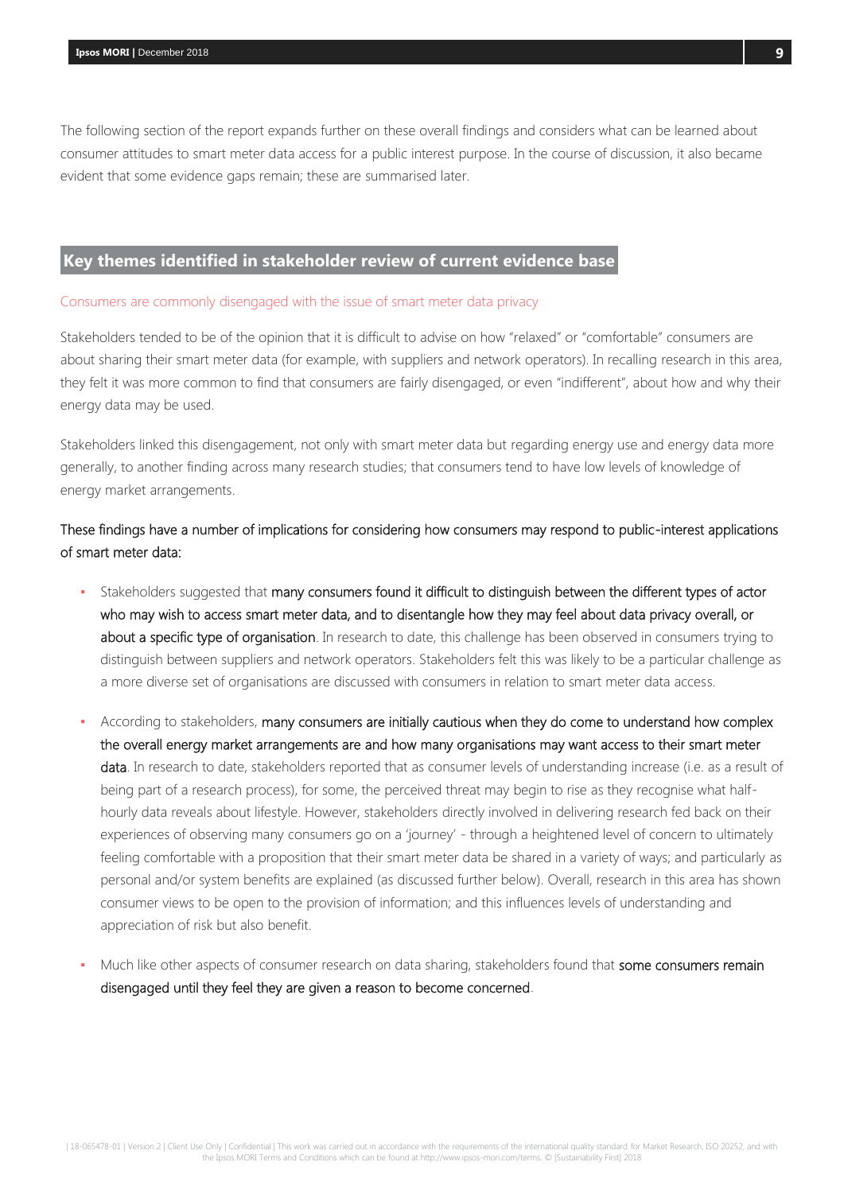The following section of the report expands further on these overall findings and considers what can be learned about consumer attitudes to smart meter data access for a public interest purpose. In the course of discussion, it also became evident that some evidence gaps remain; these are summarised later.

## Key themes identified in stakeholder review of current evidence base

### Consumers are commonly disengaged with the issue of smart meter data privacy

Stakeholders tended to be of the opinion that it is difficult to advise on how "relaxed" or "comfortable" consumers are about sharing their smart meter data (for example, with suppliers and network operators). In recalling research in this area, they felt it was more common to find that consumers are fairly disengaged, or even "indifferent", about how and why their energy data may be used.

Stakeholders linked this disengagement, not only with smart meter data but regarding energy use and energy data more generally, to another finding across many research studies; that consumers tend to have low levels of knowledge of energy market arrangements.

These findings have a number of implications for considering how consumers may respond to public-interest applications of smart meter data:

- Stakeholders suggested that **many consumers found it difficult to distinguish between the different types of actor who may wish to access smart meter data, and to disentangle how they may feel about data privacy overall, or about a specific type of organisation**. In research to date, this challenge has been observed in consumers trying to distinguish between suppliers and network operators. Stakeholders felt this was likely to be a particular challenge as a more diverse set of organisations are discussed with consumers in relation to smart meter data access.
- According to stakeholders, **many consumers are initially cautious when they do come to understand how complex the overall energy market arrangements are and how many organisations may want access to their smart meter data**. In research to date, stakeholders reported that as consumer levels of understanding increase (i.e. as a result of being part of a research process), for some, the perceived threat may begin to rise as they recognise what half-hourly data reveals about lifestyle. However, stakeholders directly involved in delivering research fed back on their experiences of observing many consumers go on a 'journey' - through a heightened level of concern to ultimately feeling comfortable with a proposition that their smart meter data be shared in a variety of ways; and particularly as personal and/or system benefits are explained (as discussed further below). Overall, research in this area has shown consumer views to be open to the provision of information; and this influences levels of understanding and appreciation of risk but also benefit.
- Much like other aspects of consumer research on data sharing, stakeholders found that **some consumers remain disengaged until they feel they are given a reason to become concerned**.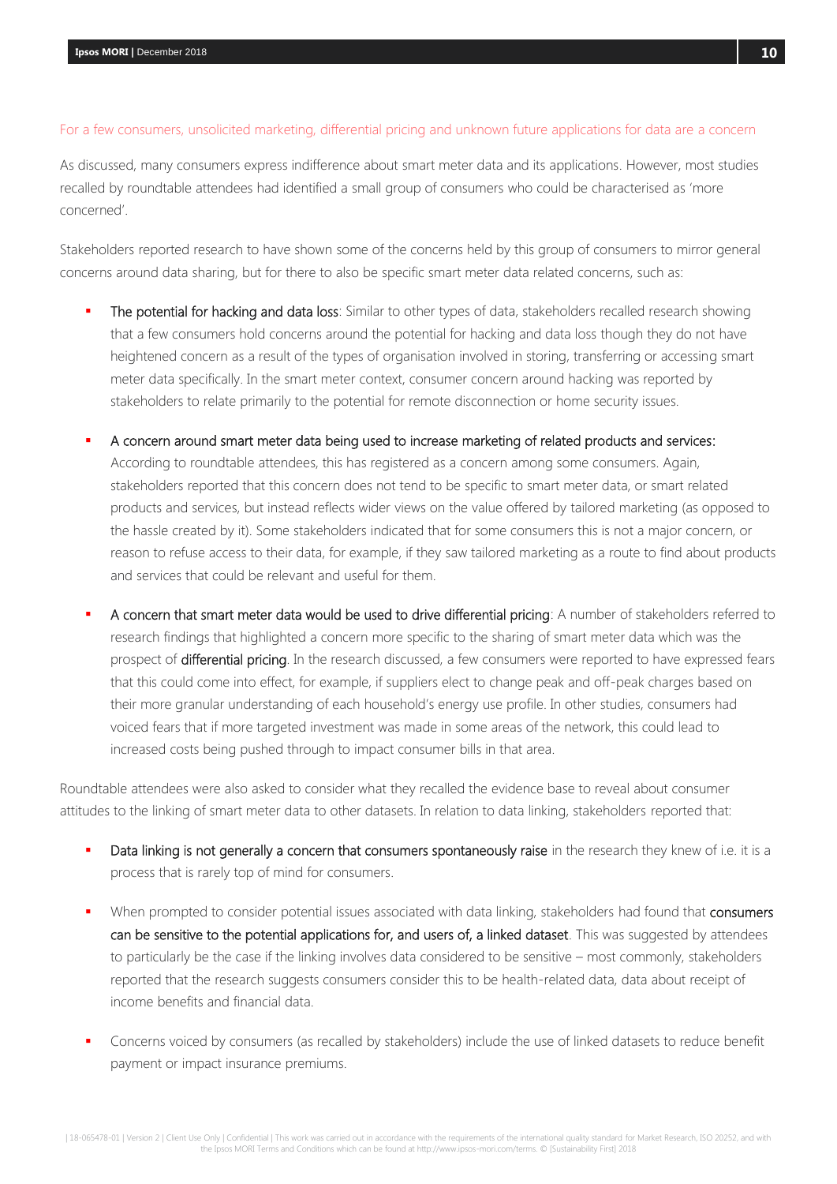### For a few consumers, unsolicited marketing, differential pricing and unknown future applications for data are a concern

As discussed, many consumers express indifference about smart meter data and its applications. However, most studies recalled by roundtable attendees had identified a small group of consumers who could be characterised as 'more concerned'.

Stakeholders reported research to have shown some of the concerns held by this group of consumers to mirror general concerns around data sharing, but for there to also be specific smart meter data related concerns, such as:

- **The potential for hacking and data loss**: Similar to other types of data, stakeholders recalled research showing that a few consumers hold concerns around the potential for hacking and data loss though they do not have heightened concern as a result of the types of organisation involved in storing, transferring or accessing smart meter data specifically. In the smart meter context, consumer concern around hacking was reported by stakeholders to relate primarily to the potential for remote disconnection or home security issues.

- **A concern around smart meter data being used to increase marketing of related products and services:** According to roundtable attendees, this has registered as a concern among some consumers. Again, stakeholders reported that this concern does not tend to be specific to smart meter data, or smart related products and services, but instead reflects wider views on the value offered by tailored marketing (as opposed to the hassle created by it). Some stakeholders indicated that for some consumers this is not a major concern, or reason to refuse access to their data, for example, if they saw tailored marketing as a route to find about products and services that could be relevant and useful for them.

- **A concern that smart meter data would be used to drive differential pricing**: A number of stakeholders referred to research findings that highlighted a concern more specific to the sharing of smart meter data which was the prospect of **differential pricing**. In the research discussed, a few consumers were reported to have expressed fears that this could come into effect, for example, if suppliers elect to change peak and off-peak charges based on their more granular understanding of each household's energy use profile. In other studies, consumers had voiced fears that if more targeted investment was made in some areas of the network, this could lead to increased costs being pushed through to impact consumer bills in that area.

Roundtable attendees were also asked to consider what they recalled the evidence base to reveal about consumer attitudes to the linking of smart meter data to other datasets. In relation to data linking, stakeholders reported that:

- **Data linking is not generally a concern that consumers spontaneously raise** in the research they knew of i.e. it is a process that is rarely top of mind for consumers.

- When prompted to consider potential issues associated with data linking, stakeholders had found that **consumers can be sensitive to the potential applications for, and users of, a linked dataset**. This was suggested by attendees to particularly be the case if the linking involves data considered to be sensitive – most commonly, stakeholders reported that the research suggests consumers consider this to be health-related data, data about receipt of income benefits and financial data.

- Concerns voiced by consumers (as recalled by stakeholders) include the use of linked datasets to reduce benefit payment or impact insurance premiums.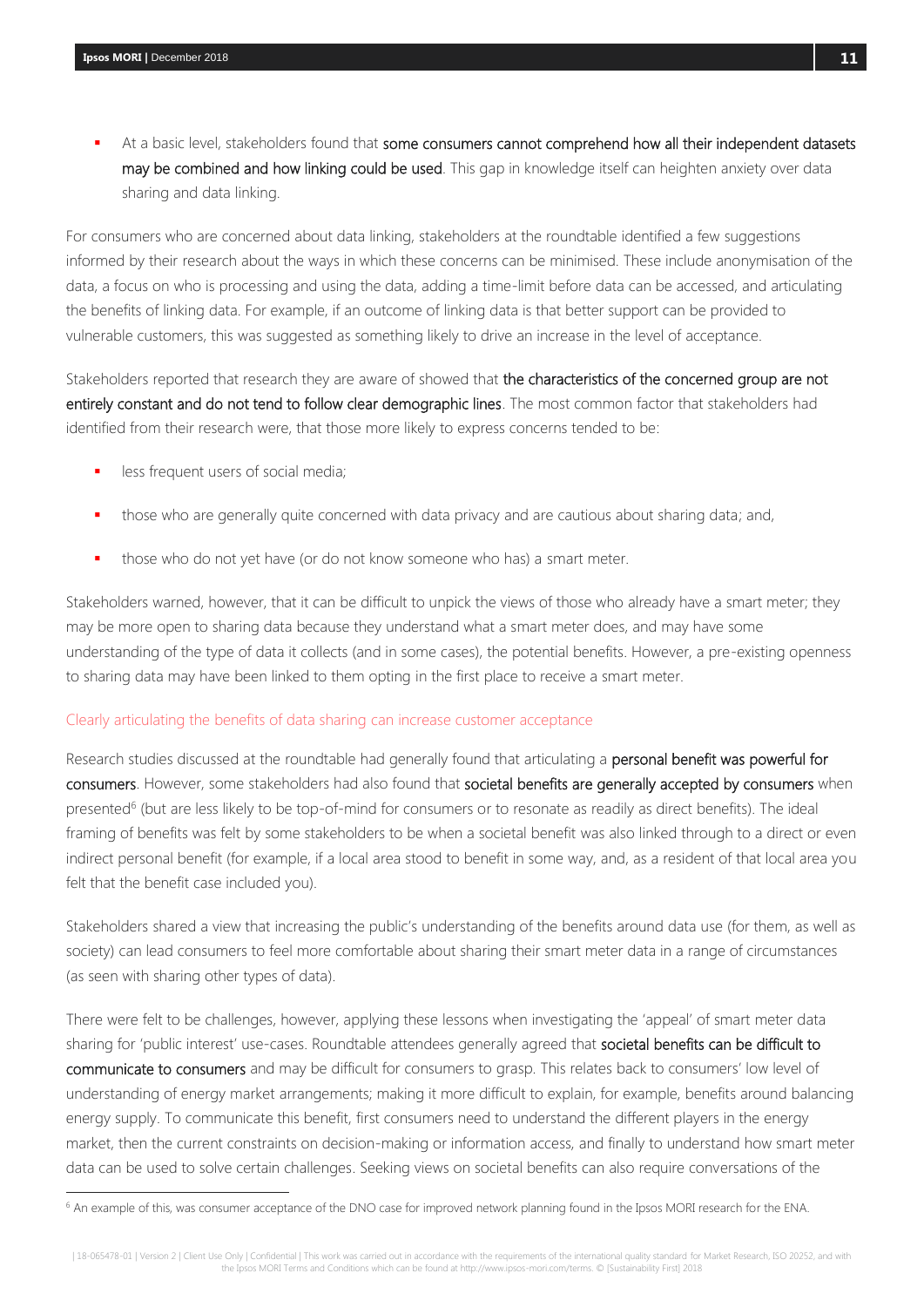- At a basic level, stakeholders found that **some consumers cannot comprehend how all their independent datasets may be combined and how linking could be used**. This gap in knowledge itself can heighten anxiety over data sharing and data linking.

For consumers who are concerned about data linking, stakeholders at the roundtable identified a few suggestions informed by their research about the ways in which these concerns can be minimised. These include anonymisation of the data, a focus on who is processing and using the data, adding a time-limit before data can be accessed, and articulating the benefits of linking data. For example, if an outcome of linking data is that better support can be provided to vulnerable customers, this was suggested as something likely to drive an increase in the level of acceptance.

Stakeholders reported that research they are aware of showed that **the characteristics of the concerned group are not entirely constant and do not tend to follow clear demographic lines**. The most common factor that stakeholders had identified from their research were, that those more likely to express concerns tended to be:

- less frequent users of social media;
- those who are generally quite concerned with data privacy and are cautious about sharing data; and,
- those who do not yet have (or do not know someone who has) a smart meter.

Stakeholders warned, however, that it can be difficult to unpick the views of those who already have a smart meter; they may be more open to sharing data because they understand what a smart meter does, and may have some understanding of the type of data it collects (and in some cases), the potential benefits. However, a pre-existing openness to sharing data may have been linked to them opting in the first place to receive a smart meter.

### Clearly articulating the benefits of data sharing can increase customer acceptance

Research studies discussed at the roundtable had generally found that articulating a **personal benefit was powerful for consumers**. However, some stakeholders had also found that **societal benefits are generally accepted by consumers** when presented[6] (but are less likely to be top-of-mind for consumers or to resonate as readily as direct benefits). The ideal framing of benefits was felt by some stakeholders to be when a societal benefit was also linked through to a direct or even indirect personal benefit (for example, if a local area stood to benefit in some way, and, as a resident of that local area you felt that the benefit case included you).

Stakeholders shared a view that increasing the public's understanding of the benefits around data use (for them, as well as society) can lead consumers to feel more comfortable about sharing their smart meter data in a range of circumstances (as seen with sharing other types of data).

There were felt to be challenges, however, applying these lessons when investigating the 'appeal' of smart meter data sharing for 'public interest' use-cases. Roundtable attendees generally agreed that **societal benefits can be difficult to communicate to consumers** and may be difficult for consumers to grasp. This relates back to consumers' low level of understanding of energy market arrangements; making it more difficult to explain, for example, benefits around balancing energy supply. To communicate this benefit, first consumers need to understand the different players in the energy market, then the current constraints on decision-making or information access, and finally to understand how smart meter data can be used to solve certain challenges. Seeking views on societal benefits can also require conversations of the

[6] An example of this, was consumer acceptance of the DNO case for improved network planning found in the Ipsos MORI research for the ENA.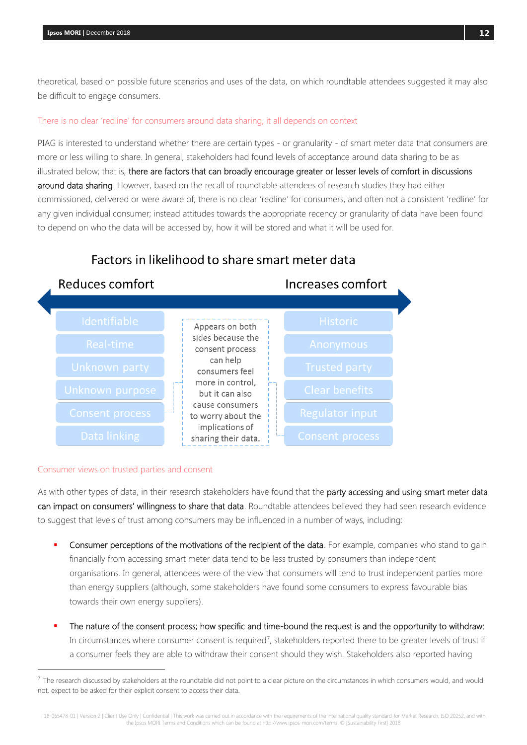theoretical, based on possible future scenarios and uses of the data, on which roundtable attendees suggested it may also be difficult to engage consumers.

### There is no clear 'redline' for consumers around data sharing, it all depends on context

PIAG is interested to understand whether there are certain types - or granularity - of smart meter data that consumers are more or less willing to share. In general, stakeholders had found levels of acceptance around data sharing to be as illustrated below; that is, **there are factors that can broadly encourage greater or lesser levels of comfort in discussions around data sharing**. However, based on the recall of roundtable attendees of research studies they had either commissioned, delivered or were aware of, there is no clear 'redline' for consumers, and often not a consistent 'redline' for any given individual consumer; instead attitudes towards the appropriate recency or granularity of data have been found to depend on who the data will be accessed by, how it will be stored and what it will be used for.

**Factors in likelihood to share smart meter data**

| Reduces comfort | | Increases comfort |
|---|---|---|
| Identifiable | Appears on both sides because the consent process can help consumers feel more in control, but it can also cause consumers to worry about the implications of sharing their data. | Historic |
| Real-time | | Anonymous |
| Unknown party | | Trusted party |
| Unknown purpose | | Clear benefits |
| Consent process | | Regulator input |
| Data linking | | Consent process |

### Consumer views on trusted parties and consent

As with other types of data, in their research stakeholders have found that the **party accessing and using smart meter data can impact on consumers' willingness to share that data**. Roundtable attendees believed they had seen research evidence to suggest that levels of trust among consumers may be influenced in a number of ways, including:

- **Consumer perceptions of the motivations of the recipient of the data**. For example, companies who stand to gain financially from accessing smart meter data tend to be less trusted by consumers than independent organisations. In general, attendees were of the view that consumers will tend to trust independent parties more than energy suppliers (although, some stakeholders have found some consumers to express favourable bias towards their own energy suppliers).
- **The nature of the consent process; how specific and time-bound the request is and the opportunity to withdraw:** In circumstances where consumer consent is required[7], stakeholders reported there to be greater levels of trust if a consumer feels they are able to withdraw their consent should they wish. Stakeholders also reported having

[7] The research discussed by stakeholders at the roundtable did not point to a clear picture on the circumstances in which consumers would, and would not, expect to be asked for their explicit consent to access their data.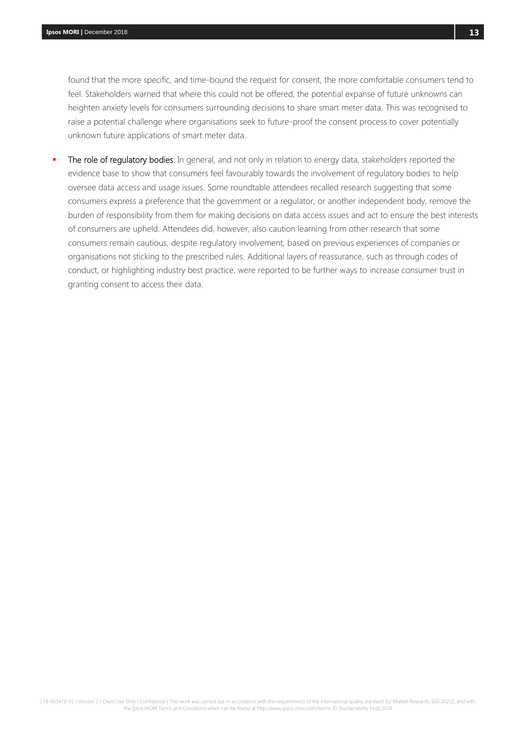found that the more specific, and time-bound the request for consent, the more comfortable consumers tend to feel. Stakeholders warned that where this could not be offered, the potential expanse of future unknowns can heighten anxiety levels for consumers surrounding decisions to share smart meter data. This was recognised to raise a potential challenge where organisations seek to future-proof the consent process to cover potentially unknown future applications of smart meter data.

- The role of regulatory bodies: In general, and not only in relation to energy data, stakeholders reported the evidence base to show that consumers feel favourably towards the involvement of regulatory bodies to help oversee data access and usage issues. Some roundtable attendees recalled research suggesting that some consumers express a preference that the government or a regulator, or another independent body, remove the burden of responsibility from them for making decisions on data access issues and act to ensure the best interests of consumers are upheld. Attendees did, however, also caution learning from other research that some consumers remain cautious, despite regulatory involvement, based on previous experiences of companies or organisations not sticking to the prescribed rules. Additional layers of reassurance, such as through codes of conduct, or highlighting industry best practice, were reported to be further ways to increase consumer trust in granting consent to access their data.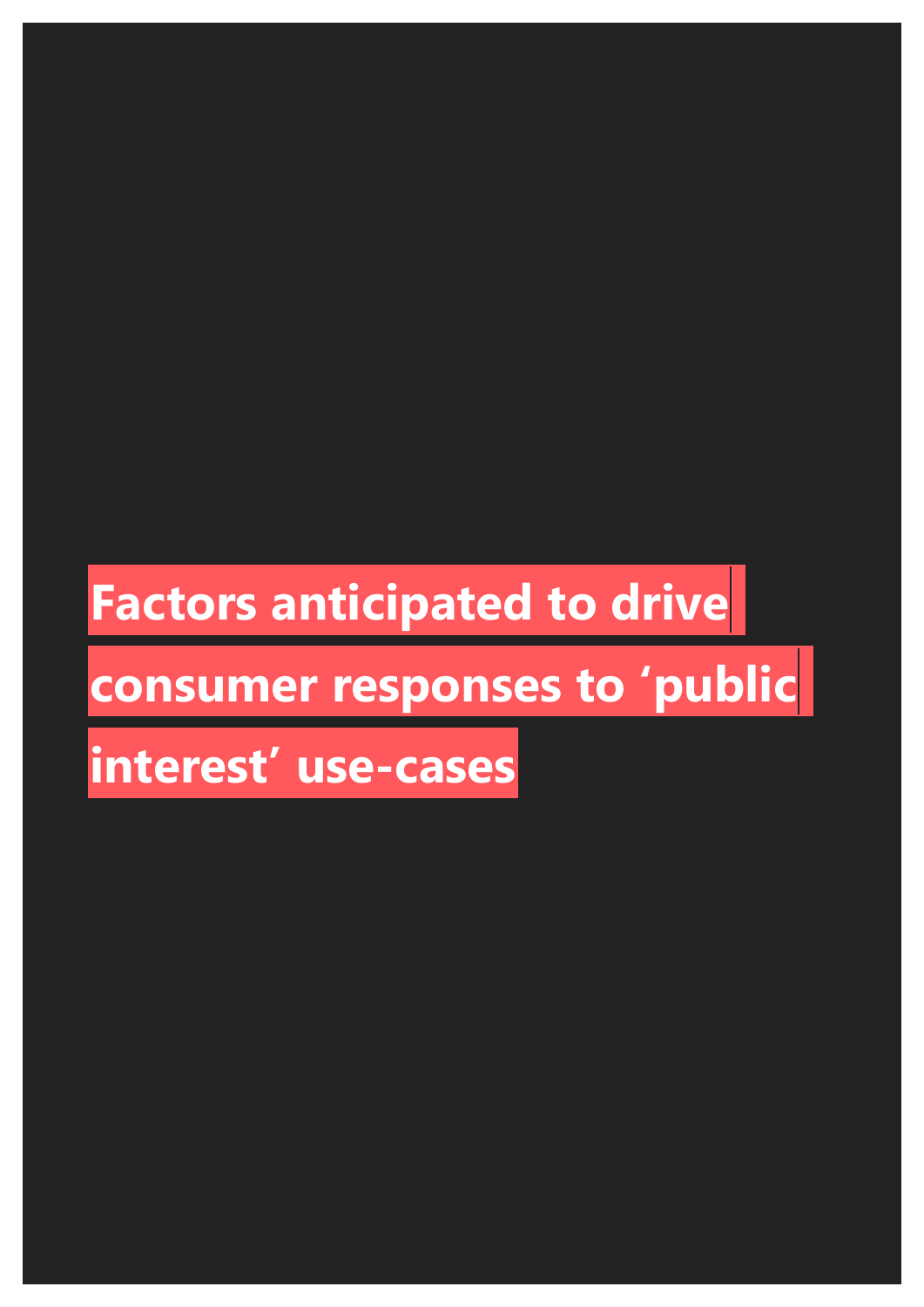# Factors anticipated to drive consumer responses to ‘public interest’ use-cases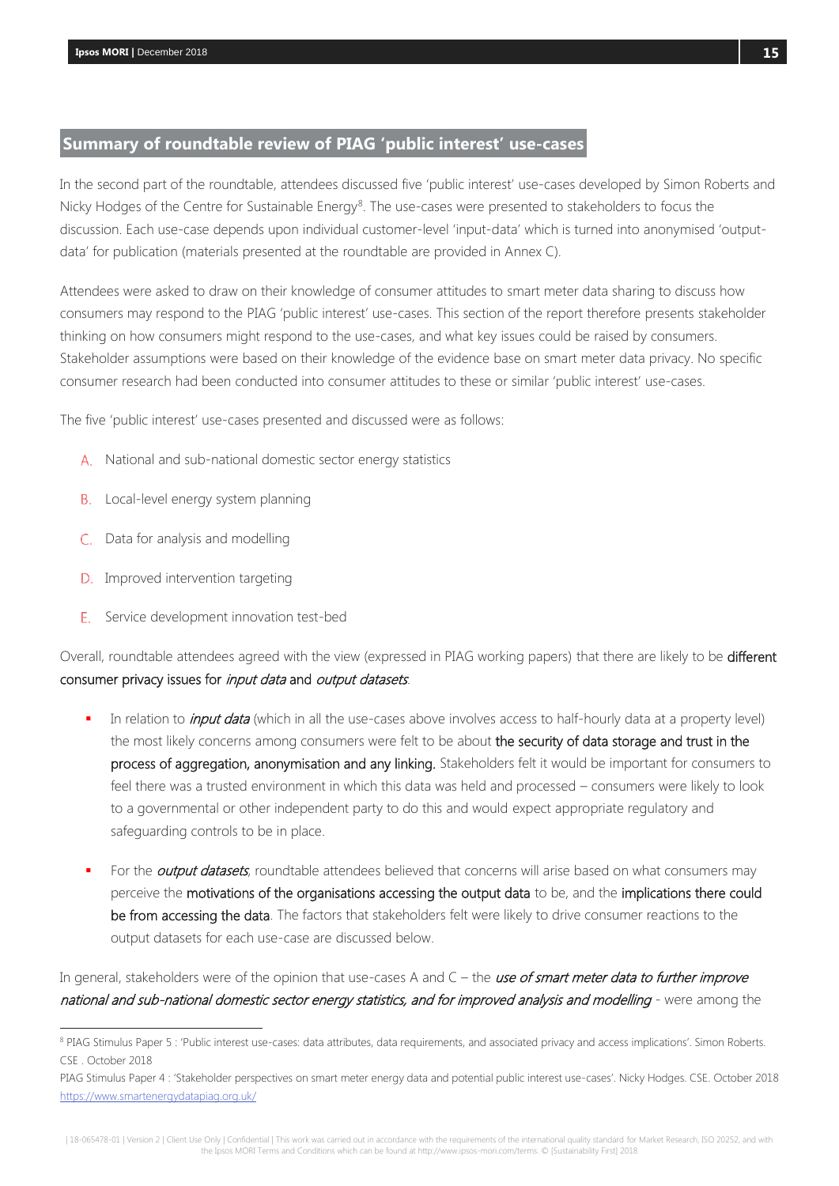## Summary of roundtable review of PIAG 'public interest' use-cases

In the second part of the roundtable, attendees discussed five 'public interest' use-cases developed by Simon Roberts and Nicky Hodges of the Centre for Sustainable Energy[8]. The use-cases were presented to stakeholders to focus the discussion. Each use-case depends upon individual customer-level 'input-data' which is turned into anonymised 'output-data' for publication (materials presented at the roundtable are provided in Annex C).

Attendees were asked to draw on their knowledge of consumer attitudes to smart meter data sharing to discuss how consumers may respond to the PIAG 'public interest' use-cases. This section of the report therefore presents stakeholder thinking on how consumers might respond to the use-cases, and what key issues could be raised by consumers. Stakeholder assumptions were based on their knowledge of the evidence base on smart meter data privacy. No specific consumer research had been conducted into consumer attitudes to these or similar 'public interest' use-cases.

The five 'public interest' use-cases presented and discussed were as follows:

A. National and sub-national domestic sector energy statistics

B. Local-level energy system planning

C. Data for analysis and modelling

D. Improved intervention targeting

E. Service development innovation test-bed

Overall, roundtable attendees agreed with the view (expressed in PIAG working papers) that there are likely to be **different consumer privacy issues for *input data* and *output datasets*.**

- In relation to ***input data*** (which in all the use-cases above involves access to half-hourly data at a property level) the most likely concerns among consumers were felt to be about **the security of data storage and trust in the process of aggregation, anonymisation and any linking.** Stakeholders felt it would be important for consumers to feel there was a trusted environment in which this data was held and processed – consumers were likely to look to a governmental or other independent party to do this and would expect appropriate regulatory and safeguarding controls to be in place.
- For the ***output datasets***, roundtable attendees believed that concerns will arise based on what consumers may perceive the **motivations of the organisations accessing the output data** to be, and the **implications there could be from accessing the data**. The factors that stakeholders felt were likely to drive consumer reactions to the output datasets for each use-case are discussed below.

In general, stakeholders were of the opinion that use-cases A and C – the ***use of smart meter data to further improve national and sub-national domestic sector energy statistics, and for improved analysis and modelling*** - were among the

---

[8] PIAG Stimulus Paper 5 : 'Public interest use-cases: data attributes, data requirements, and associated privacy and access implications'. Simon Roberts. CSE . October 2018

PIAG Stimulus Paper 4 : 'Stakeholder perspectives on smart meter energy data and potential public interest use-cases'. Nicky Hodges. CSE. October 2018 https://www.smartenergydatapiag.org.uk/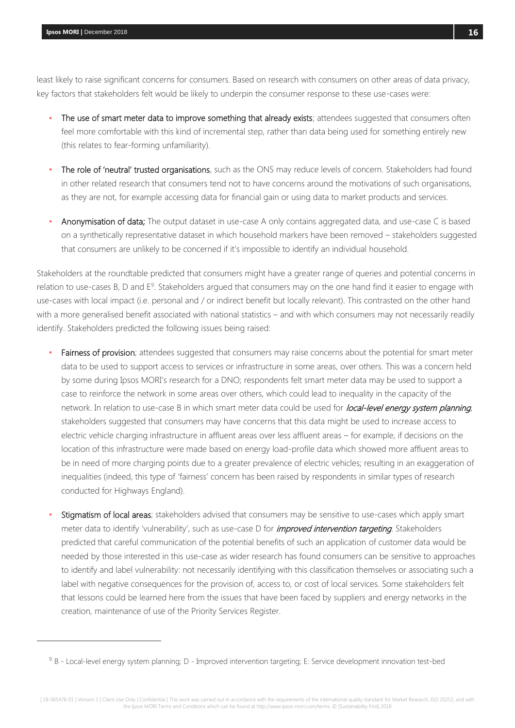least likely to raise significant concerns for consumers. Based on research with consumers on other areas of data privacy, key factors that stakeholders felt would be likely to underpin the consumer response to these use-cases were:

- **The use of smart meter data to improve something that already exists**; attendees suggested that consumers often feel more comfortable with this kind of incremental step, rather than data being used for something entirely new (this relates to fear-forming unfamiliarity).
- **The role of 'neutral' trusted organisations**, such as the ONS may reduce levels of concern. Stakeholders had found in other related research that consumers tend not to have concerns around the motivations of such organisations, as they are not, for example accessing data for financial gain or using data to market products and services.
- **Anonymisation of data;** The output dataset in use-case A only contains aggregated data, and use-case C is based on a synthetically representative dataset in which household markers have been removed – stakeholders suggested that consumers are unlikely to be concerned if it's impossible to identify an individual household.

Stakeholders at the roundtable predicted that consumers might have a greater range of queries and potential concerns in relation to use-cases B, D and E[9]. Stakeholders argued that consumers may on the one hand find it easier to engage with use-cases with local impact (i.e. personal and / or indirect benefit but locally relevant). This contrasted on the other hand with a more generalised benefit associated with national statistics – and with which consumers may not necessarily readily identify. Stakeholders predicted the following issues being raised:

- **Fairness of provision**; attendees suggested that consumers may raise concerns about the potential for smart meter data to be used to support access to services or infrastructure in some areas, over others. This was a concern held by some during Ipsos MORI's research for a DNO; respondents felt smart meter data may be used to support a case to reinforce the network in some areas over others, which could lead to inequality in the capacity of the network. In relation to use-case B in which smart meter data could be used for *local-level energy system planning*, stakeholders suggested that consumers may have concerns that this data might be used to increase access to electric vehicle charging infrastructure in affluent areas over less affluent areas – for example, if decisions on the location of this infrastructure were made based on energy load-profile data which showed more affluent areas to be in need of more charging points due to a greater prevalence of electric vehicles; resulting in an exaggeration of inequalities (indeed, this type of 'fairness' concern has been raised by respondents in similar types of research conducted for Highways England).
- **Stigmatism of local areas**; stakeholders advised that consumers may be sensitive to use-cases which apply smart meter data to identify 'vulnerability', such as use-case D for *improved intervention targeting*. Stakeholders predicted that careful communication of the potential benefits of such an application of customer data would be needed by those interested in this use-case as wider research has found consumers can be sensitive to approaches to identify and label vulnerability: not necessarily identifying with this classification themselves or associating such a label with negative consequences for the provision of, access to, or cost of local services. Some stakeholders felt that lessons could be learned here from the issues that have been faced by suppliers and energy networks in the creation, maintenance of use of the Priority Services Register.

---

[9] B - Local-level energy system planning; D - Improved intervention targeting; E: Service development innovation test-bed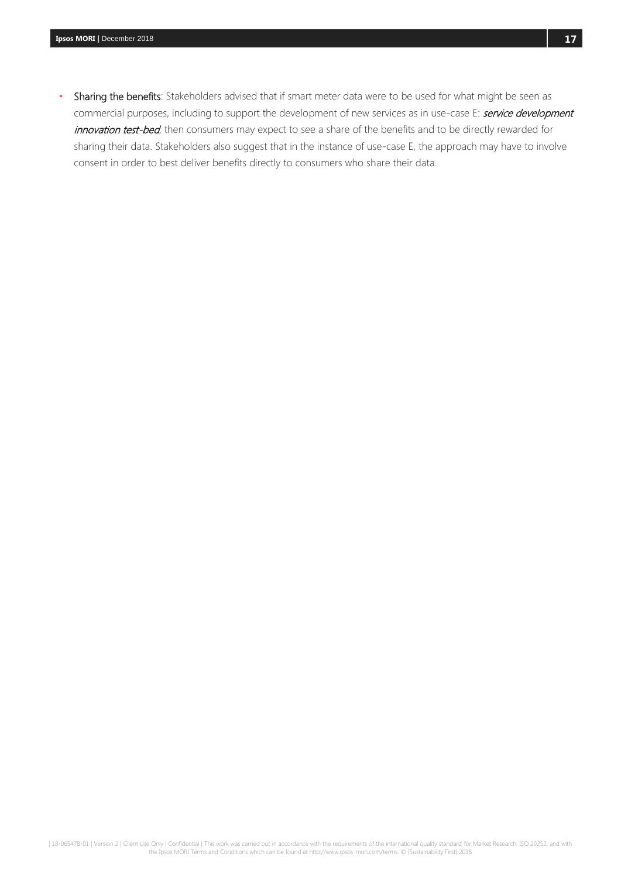- **Sharing the benefits**: Stakeholders advised that if smart meter data were to be used for what might be seen as commercial purposes, including to support the development of new services as in use-case E: ***service development innovation test-bed***, then consumers may expect to see a share of the benefits and to be directly rewarded for sharing their data. Stakeholders also suggest that in the instance of use-case E, the approach may have to involve consent in order to best deliver benefits directly to consumers who share their data.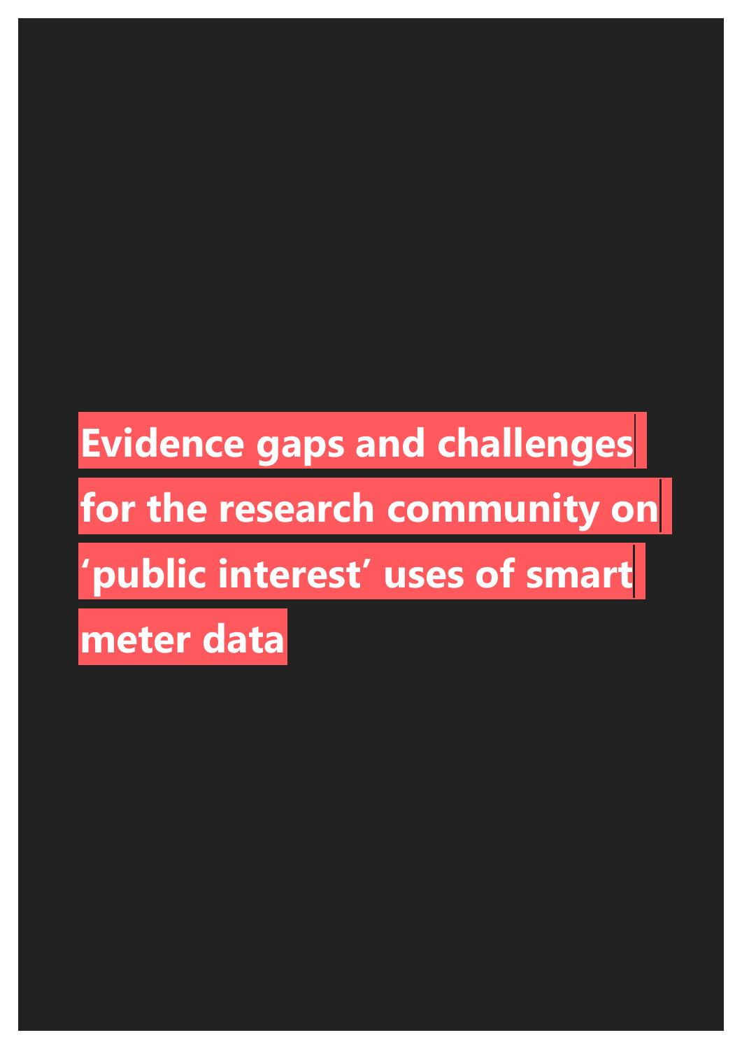# Evidence gaps and challenges for the research community on 'public interest' uses of smart meter data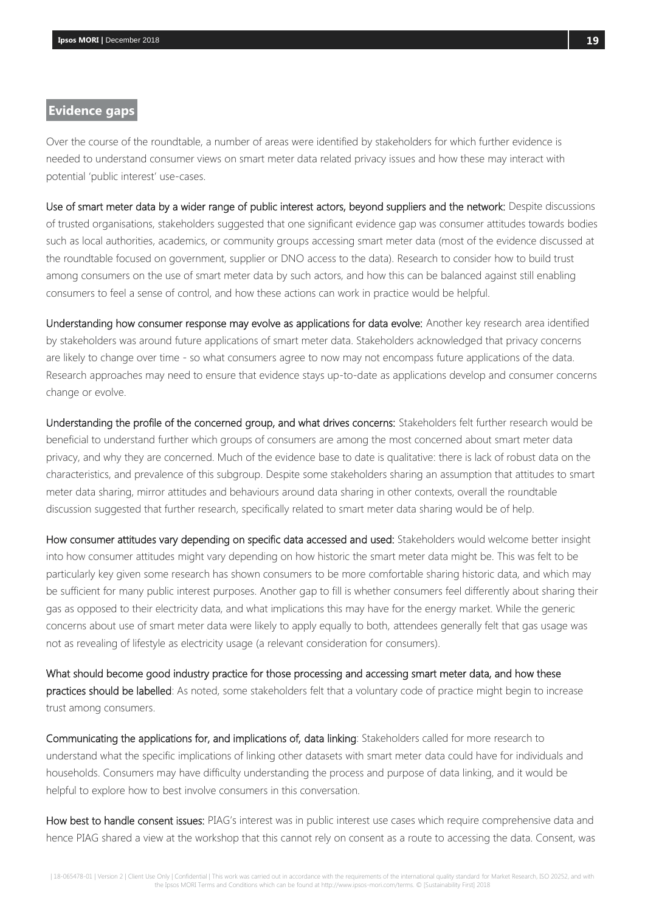## Evidence gaps

Over the course of the roundtable, a number of areas were identified by stakeholders for which further evidence is needed to understand consumer views on smart meter data related privacy issues and how these may interact with potential 'public interest' use-cases.

**Use of smart meter data by a wider range of public interest actors, beyond suppliers and the network:** Despite discussions of trusted organisations, stakeholders suggested that one significant evidence gap was consumer attitudes towards bodies such as local authorities, academics, or community groups accessing smart meter data (most of the evidence discussed at the roundtable focused on government, supplier or DNO access to the data). Research to consider how to build trust among consumers on the use of smart meter data by such actors, and how this can be balanced against still enabling consumers to feel a sense of control, and how these actions can work in practice would be helpful.

**Understanding how consumer response may evolve as applications for data evolve:** Another key research area identified by stakeholders was around future applications of smart meter data. Stakeholders acknowledged that privacy concerns are likely to change over time - so what consumers agree to now may not encompass future applications of the data. Research approaches may need to ensure that evidence stays up-to-date as applications develop and consumer concerns change or evolve.

**Understanding the profile of the concerned group, and what drives concerns:** Stakeholders felt further research would be beneficial to understand further which groups of consumers are among the most concerned about smart meter data privacy, and why they are concerned. Much of the evidence base to date is qualitative: there is lack of robust data on the characteristics, and prevalence of this subgroup. Despite some stakeholders sharing an assumption that attitudes to smart meter data sharing, mirror attitudes and behaviours around data sharing in other contexts, overall the roundtable discussion suggested that further research, specifically related to smart meter data sharing would be of help.

**How consumer attitudes vary depending on specific data accessed and used:** Stakeholders would welcome better insight into how consumer attitudes might vary depending on how historic the smart meter data might be. This was felt to be particularly key given some research has shown consumers to be more comfortable sharing historic data, and which may be sufficient for many public interest purposes. Another gap to fill is whether consumers feel differently about sharing their gas as opposed to their electricity data, and what implications this may have for the energy market. While the generic concerns about use of smart meter data were likely to apply equally to both, attendees generally felt that gas usage was not as revealing of lifestyle as electricity usage (a relevant consideration for consumers).

**What should become good industry practice for those processing and accessing smart meter data, and how these practices should be labelled**: As noted, some stakeholders felt that a voluntary code of practice might begin to increase trust among consumers.

**Communicating the applications for, and implications of, data linking**: Stakeholders called for more research to understand what the specific implications of linking other datasets with smart meter data could have for individuals and households. Consumers may have difficulty understanding the process and purpose of data linking, and it would be helpful to explore how to best involve consumers in this conversation.

**How best to handle consent issues:** PIAG's interest was in public interest use cases which require comprehensive data and hence PIAG shared a view at the workshop that this cannot rely on consent as a route to accessing the data. Consent, was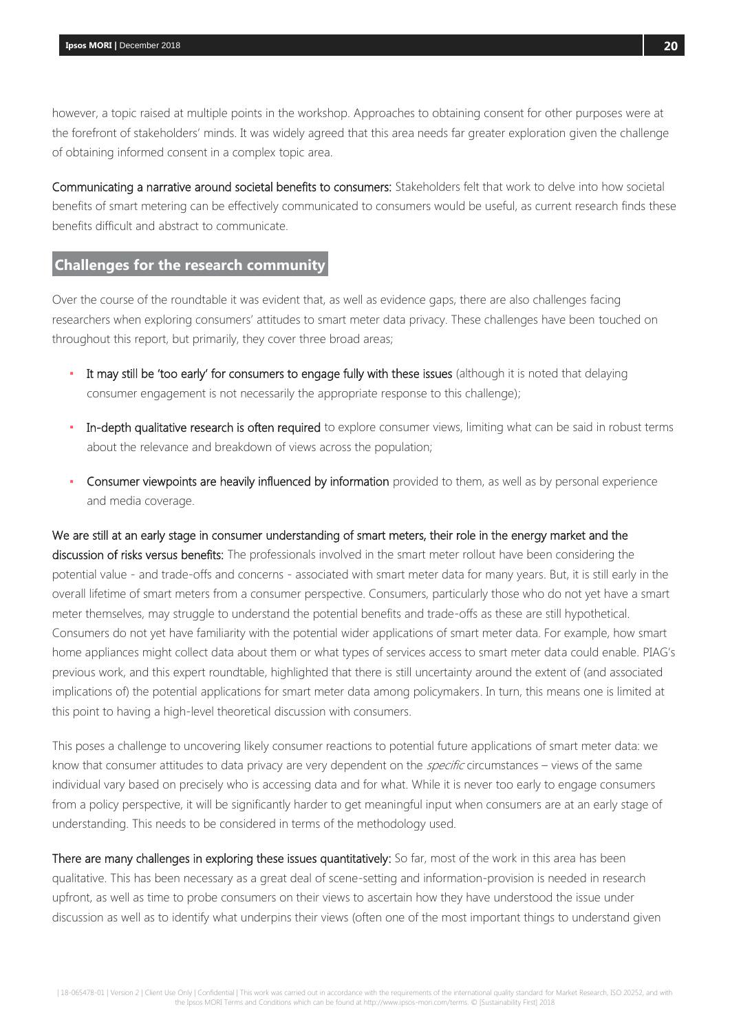however, a topic raised at multiple points in the workshop. Approaches to obtaining consent for other purposes were at the forefront of stakeholders' minds. It was widely agreed that this area needs far greater exploration given the challenge of obtaining informed consent in a complex topic area.

**Communicating a narrative around societal benefits to consumers:** Stakeholders felt that work to delve into how societal benefits of smart metering can be effectively communicated to consumers would be useful, as current research finds these benefits difficult and abstract to communicate.

## Challenges for the research community

Over the course of the roundtable it was evident that, as well as evidence gaps, there are also challenges facing researchers when exploring consumers' attitudes to smart meter data privacy. These challenges have been touched on throughout this report, but primarily, they cover three broad areas;

- **It may still be 'too early' for consumers to engage fully with these issues** (although it is noted that delaying consumer engagement is not necessarily the appropriate response to this challenge);
- **In-depth qualitative research is often required** to explore consumer views, limiting what can be said in robust terms about the relevance and breakdown of views across the population;
- **Consumer viewpoints are heavily influenced by information** provided to them, as well as by personal experience and media coverage.

**We are still at an early stage in consumer understanding of smart meters, their role in the energy market and the discussion of risks versus benefits:** The professionals involved in the smart meter rollout have been considering the potential value - and trade-offs and concerns - associated with smart meter data for many years. But, it is still early in the overall lifetime of smart meters from a consumer perspective. Consumers, particularly those who do not yet have a smart meter themselves, may struggle to understand the potential benefits and trade-offs as these are still hypothetical. Consumers do not yet have familiarity with the potential wider applications of smart meter data. For example, how smart home appliances might collect data about them or what types of services access to smart meter data could enable. PIAG's previous work, and this expert roundtable, highlighted that there is still uncertainty around the extent of (and associated implications of) the potential applications for smart meter data among policymakers. In turn, this means one is limited at this point to having a high-level theoretical discussion with consumers.

This poses a challenge to uncovering likely consumer reactions to potential future applications of smart meter data: we know that consumer attitudes to data privacy are very dependent on the *specific* circumstances – views of the same individual vary based on precisely who is accessing data and for what. While it is never too early to engage consumers from a policy perspective, it will be significantly harder to get meaningful input when consumers are at an early stage of understanding. This needs to be considered in terms of the methodology used.

**There are many challenges in exploring these issues quantitatively:** So far, most of the work in this area has been qualitative. This has been necessary as a great deal of scene-setting and information-provision is needed in research upfront, as well as time to probe consumers on their views to ascertain how they have understood the issue under discussion as well as to identify what underpins their views (often one of the most important things to understand given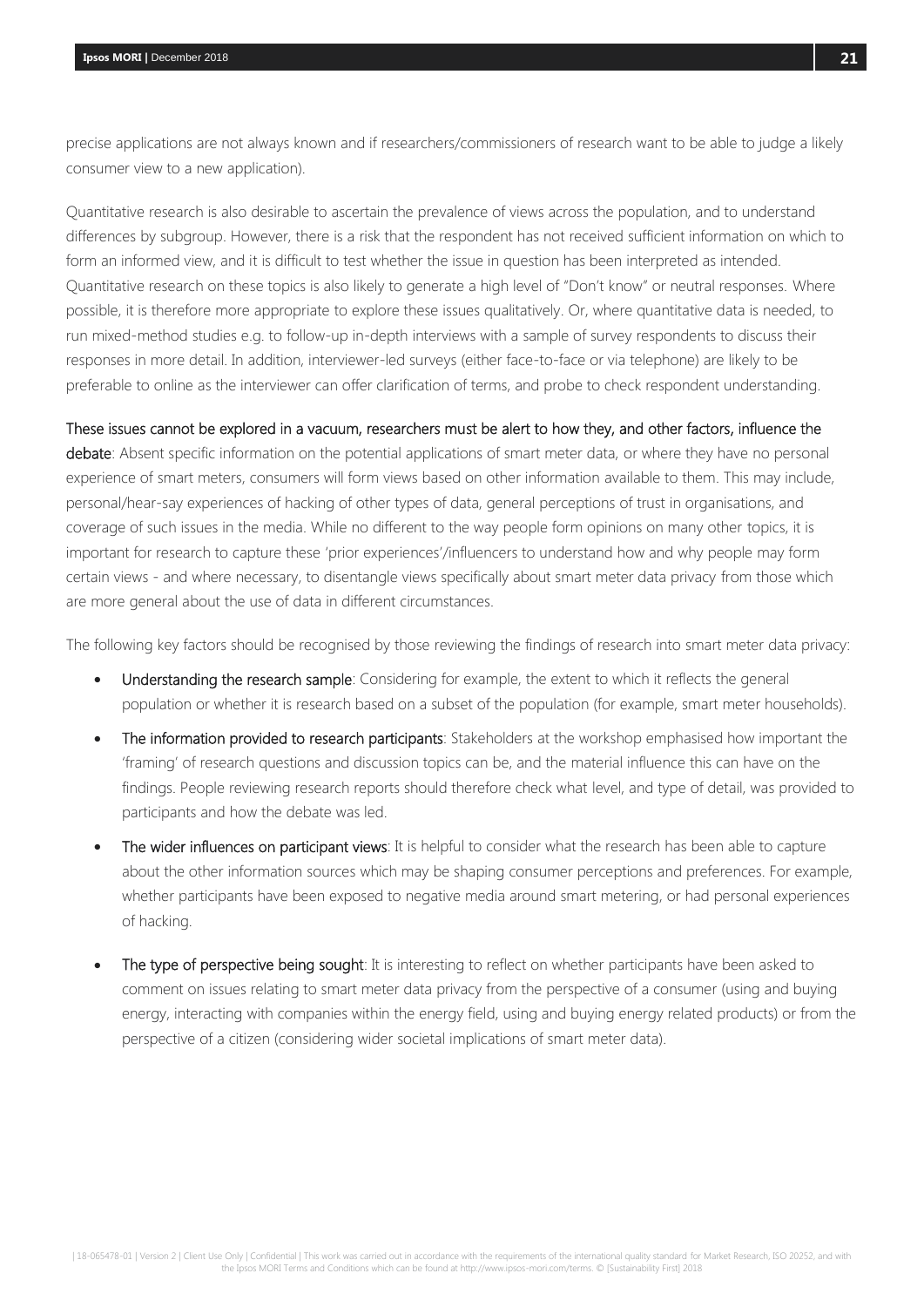precise applications are not always known and if researchers/commissioners of research want to be able to judge a likely consumer view to a new application).

Quantitative research is also desirable to ascertain the prevalence of views across the population, and to understand differences by subgroup. However, there is a risk that the respondent has not received sufficient information on which to form an informed view, and it is difficult to test whether the issue in question has been interpreted as intended. Quantitative research on these topics is also likely to generate a high level of "Don't know" or neutral responses. Where possible, it is therefore more appropriate to explore these issues qualitatively. Or, where quantitative data is needed, to run mixed-method studies e.g. to follow-up in-depth interviews with a sample of survey respondents to discuss their responses in more detail. In addition, interviewer-led surveys (either face-to-face or via telephone) are likely to be preferable to online as the interviewer can offer clarification of terms, and probe to check respondent understanding.

**These issues cannot be explored in a vacuum, researchers must be alert to how they, and other factors, influence the debate**: Absent specific information on the potential applications of smart meter data, or where they have no personal experience of smart meters, consumers will form views based on other information available to them. This may include, personal/hear-say experiences of hacking of other types of data, general perceptions of trust in organisations, and coverage of such issues in the media. While no different to the way people form opinions on many other topics, it is important for research to capture these 'prior experiences'/influencers to understand how and why people may form certain views - and where necessary, to disentangle views specifically about smart meter data privacy from those which are more general about the use of data in different circumstances.

The following key factors should be recognised by those reviewing the findings of research into smart meter data privacy:

- **Understanding the research sample**: Considering for example, the extent to which it reflects the general population or whether it is research based on a subset of the population (for example, smart meter households).
- **The information provided to research participants**: Stakeholders at the workshop emphasised how important the 'framing' of research questions and discussion topics can be, and the material influence this can have on the findings. People reviewing research reports should therefore check what level, and type of detail, was provided to participants and how the debate was led.
- **The wider influences on participant views**: It is helpful to consider what the research has been able to capture about the other information sources which may be shaping consumer perceptions and preferences. For example, whether participants have been exposed to negative media around smart metering, or had personal experiences of hacking.
- **The type of perspective being sought**: It is interesting to reflect on whether participants have been asked to comment on issues relating to smart meter data privacy from the perspective of a consumer (using and buying energy, interacting with companies within the energy field, using and buying energy related products) or from the perspective of a citizen (considering wider societal implications of smart meter data).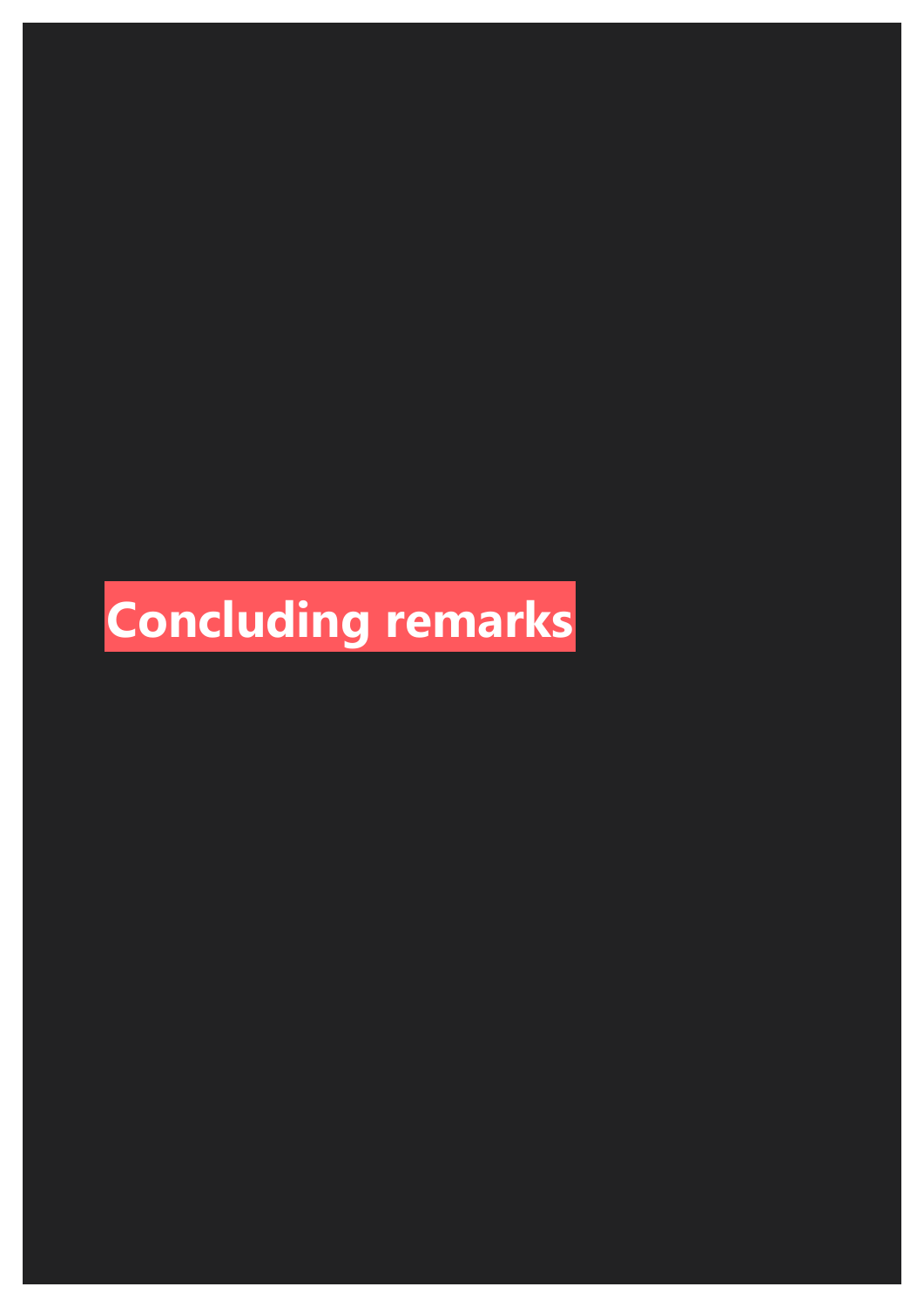# Concluding remarks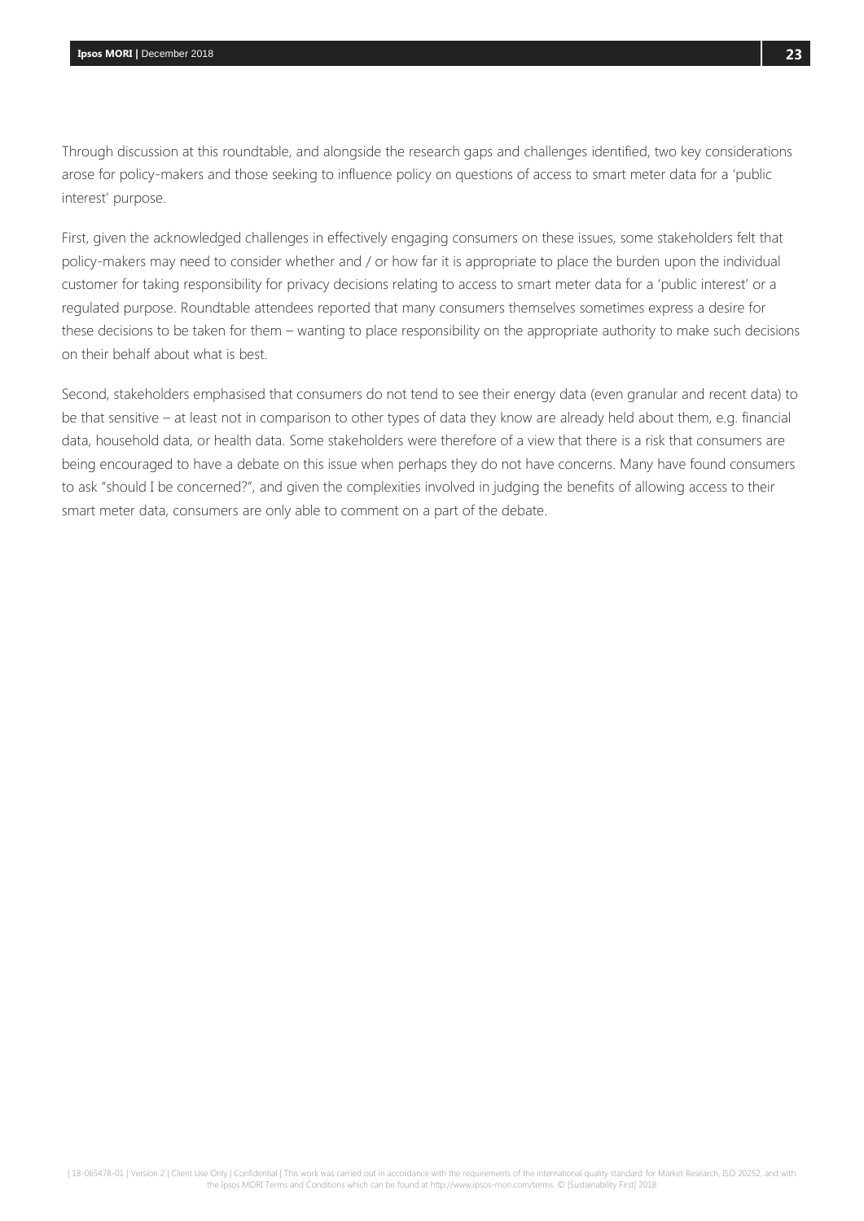Through discussion at this roundtable, and alongside the research gaps and challenges identified, two key considerations arose for policy-makers and those seeking to influence policy on questions of access to smart meter data for a 'public interest' purpose.

First, given the acknowledged challenges in effectively engaging consumers on these issues, some stakeholders felt that policy-makers may need to consider whether and / or how far it is appropriate to place the burden upon the individual customer for taking responsibility for privacy decisions relating to access to smart meter data for a 'public interest' or a regulated purpose. Roundtable attendees reported that many consumers themselves sometimes express a desire for these decisions to be taken for them – wanting to place responsibility on the appropriate authority to make such decisions on their behalf about what is best.

Second, stakeholders emphasised that consumers do not tend to see their energy data (even granular and recent data) to be that sensitive – at least not in comparison to other types of data they know are already held about them, e.g. financial data, household data, or health data. Some stakeholders were therefore of a view that there is a risk that consumers are being encouraged to have a debate on this issue when perhaps they do not have concerns. Many have found consumers to ask "should I be concerned?", and given the complexities involved in judging the benefits of allowing access to their smart meter data, consumers are only able to comment on a part of the debate.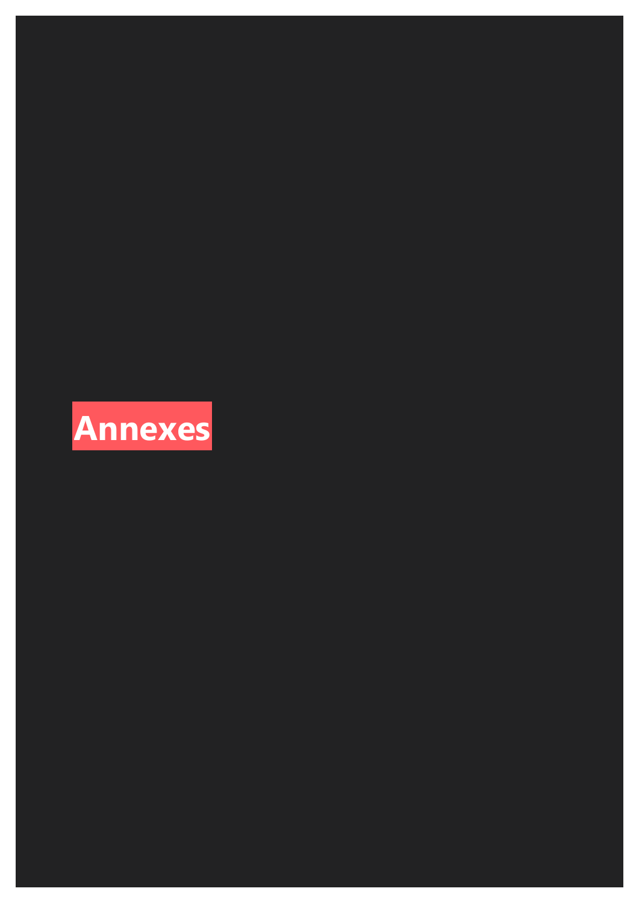# Annexes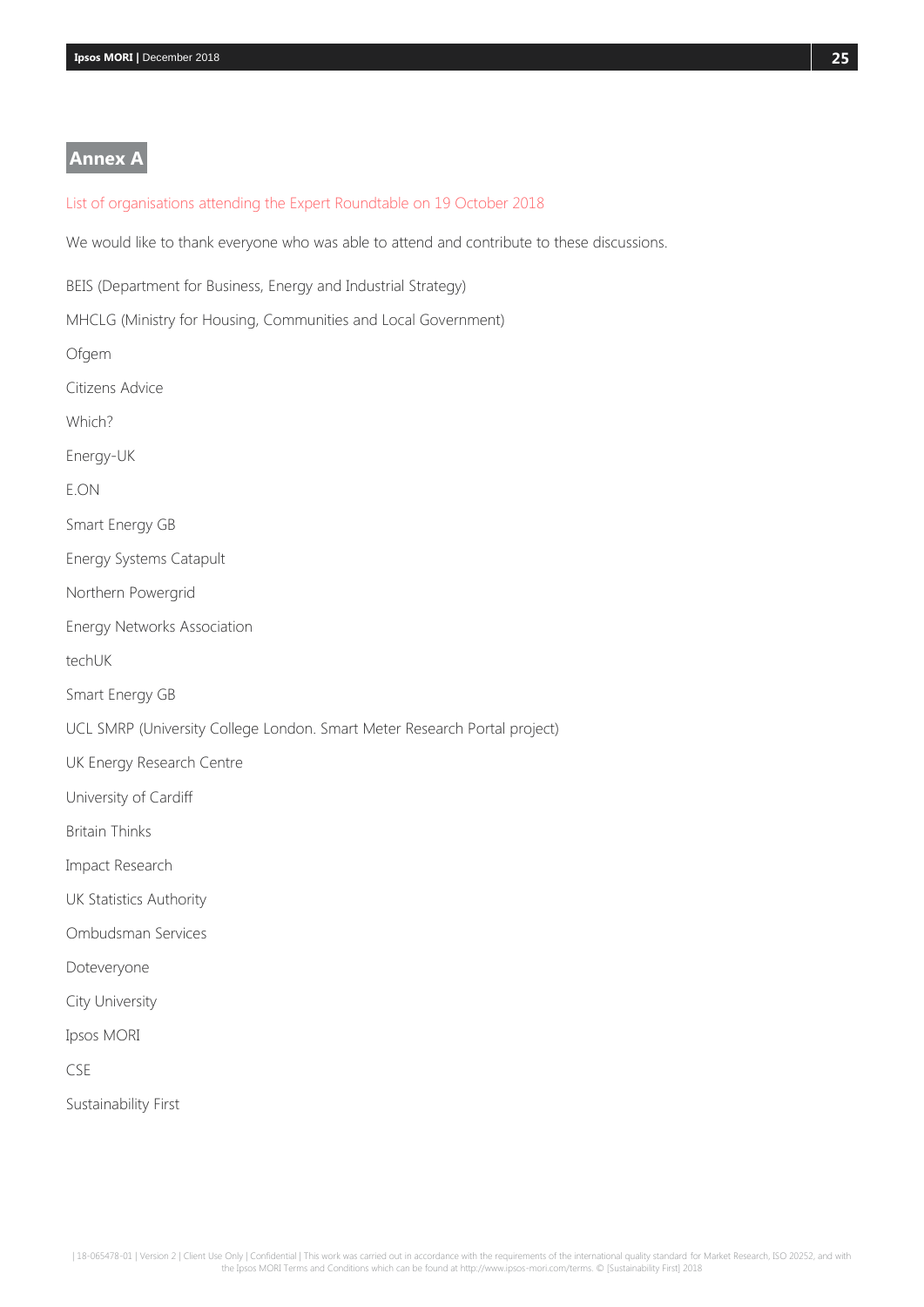# Annex A

## List of organisations attending the Expert Roundtable on 19 October 2018

We would like to thank everyone who was able to attend and contribute to these discussions.

BEIS (Department for Business, Energy and Industrial Strategy)

MHCLG (Ministry for Housing, Communities and Local Government)

Ofgem

Citizens Advice

Which?

Energy-UK

E.ON

Smart Energy GB

Energy Systems Catapult

Northern Powergrid

Energy Networks Association

techUK

Smart Energy GB

UCL SMRP (University College London. Smart Meter Research Portal project)

UK Energy Research Centre

University of Cardiff

Britain Thinks

Impact Research

UK Statistics Authority

Ombudsman Services

Doteveryone

City University

Ipsos MORI

CSE

Sustainability First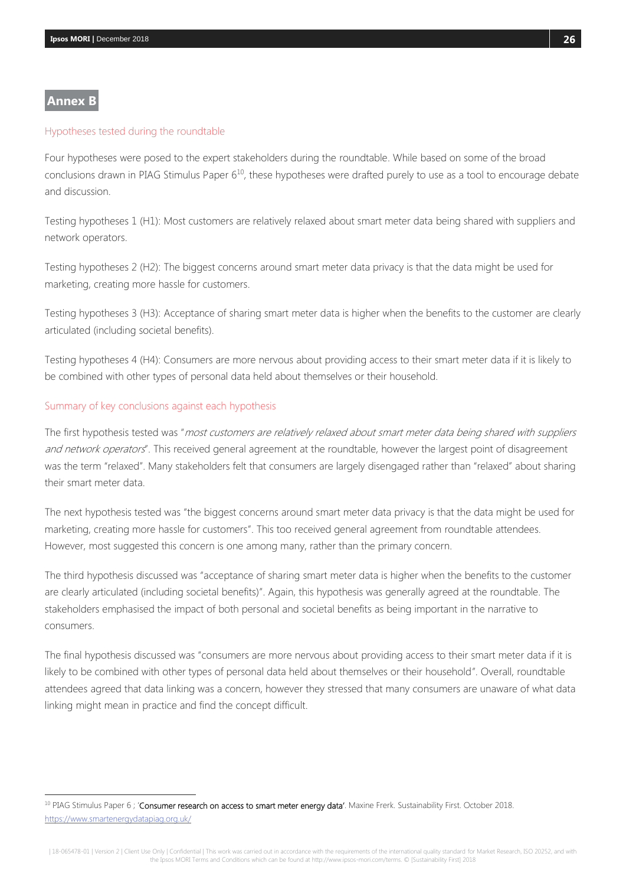## Annex B

### Hypotheses tested during the roundtable

Four hypotheses were posed to the expert stakeholders during the roundtable. While based on some of the broad conclusions drawn in PIAG Stimulus Paper 6[10], these hypotheses were drafted purely to use as a tool to encourage debate and discussion.

Testing hypotheses 1 (H1): Most customers are relatively relaxed about smart meter data being shared with suppliers and network operators.

Testing hypotheses 2 (H2): The biggest concerns around smart meter data privacy is that the data might be used for marketing, creating more hassle for customers.

Testing hypotheses 3 (H3): Acceptance of sharing smart meter data is higher when the benefits to the customer are clearly articulated (including societal benefits).

Testing hypotheses 4 (H4): Consumers are more nervous about providing access to their smart meter data if it is likely to be combined with other types of personal data held about themselves or their household.

### Summary of key conclusions against each hypothesis

The first hypothesis tested was "*most customers are relatively relaxed about smart meter data being shared with suppliers and network operators*". This received general agreement at the roundtable, however the largest point of disagreement was the term "relaxed". Many stakeholders felt that consumers are largely disengaged rather than "relaxed" about sharing their smart meter data.

The next hypothesis tested was "the biggest concerns around smart meter data privacy is that the data might be used for marketing, creating more hassle for customers". This too received general agreement from roundtable attendees. However, most suggested this concern is one among many, rather than the primary concern.

The third hypothesis discussed was "acceptance of sharing smart meter data is higher when the benefits to the customer are clearly articulated (including societal benefits)". Again, this hypothesis was generally agreed at the roundtable. The stakeholders emphasised the impact of both personal and societal benefits as being important in the narrative to consumers.

The final hypothesis discussed was "consumers are more nervous about providing access to their smart meter data if it is likely to be combined with other types of personal data held about themselves or their household". Overall, roundtable attendees agreed that data linking was a concern, however they stressed that many consumers are unaware of what data linking might mean in practice and find the concept difficult.

---

[10] PIAG Stimulus Paper 6 ; 'Consumer research on access to smart meter energy data'. Maxine Frerk. Sustainability First. October 2018. https://www.smartenergydatapiag.org.uk/

| 18-065478-01 | Version 2 | Client Use Only | Confidential | This work was carried out in accordance with the requirements of the international quality standard for Market Research, ISO 20252, and with the Ipsos MORI Terms and Conditions which can be found at http://www.ipsos-mori.com/terms. © [Sustainability First] 2018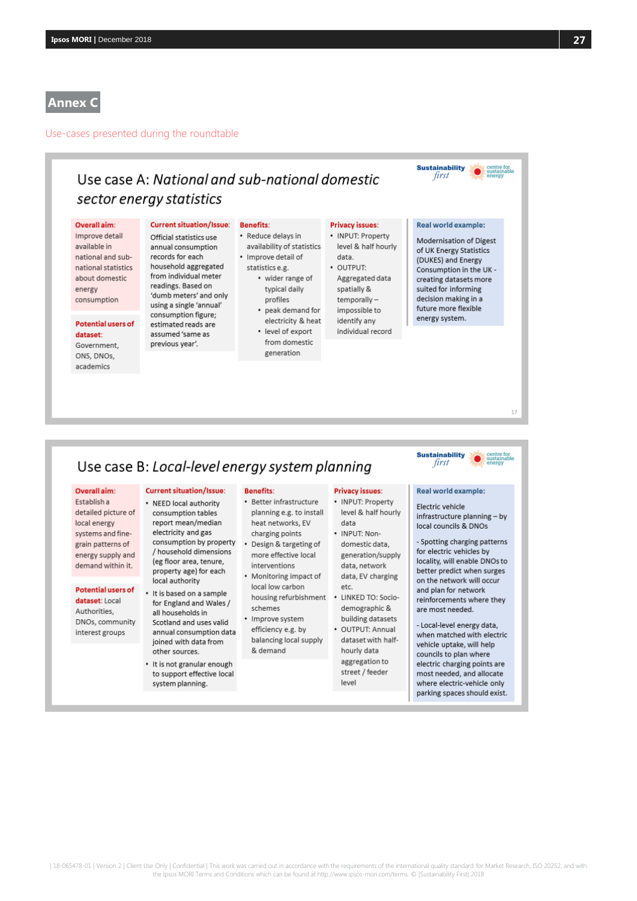## Annex C

Use-cases presented during the roundtable

### Use case A: *National and sub-national domestic sector energy statistics*

Sustainability *first* | centre for sustainable energy

| Overall aim: | Current situation/Issue: | Benefits: | Privacy issues: | Real world example: |
|---|---|---|---|---|
| Improve detail available in national and sub-national statistics about domestic energy consumption<br><br>**Potential users of dataset:** Government, ONS, DNOs, academics | Official statistics use annual consumption records for each household aggregated from individual meter readings. Based on 'dumb meters' and only using a single 'annual' consumption figure; estimated reads are assumed 'same as previous year'. | • Reduce delays in availability of statistics<br>• Improve detail of statistics e.g.<br>  • wider range of typical daily profiles<br>  • peak demand for electricity & heat<br>  • level of export from domestic generation | • INPUT: Property level & half hourly data.<br>• OUTPUT: Aggregated data spatially & temporally – impossible to identify any individual record | Modernisation of Digest of UK Energy Statistics (DUKES) and Energy Consumption in the UK - creating datasets more suited for informing decision making in a future more flexible energy system. |

### Use case B: *Local-level energy system planning*

Sustainability *first* | centre for sustainable energy

| Overall aim: | Current situation/Issue: | Benefits: | Privacy issues: | Real world example: |
|---|---|---|---|---|
| Establish a detailed picture of local energy systems and fine-grain patterns of energy supply and demand within it.<br><br>**Potential users of dataset:** Local Authorities, DNOs, community interest groups | • NEED local authority consumption tables report mean/median electricity and gas consumption by property / household dimensions (eg floor area, tenure, property age) for each local authority<br>• It is based on a sample for England and Wales / all households in Scotland and uses valid annual consumption data joined with data from other sources.<br>• It is not granular enough to support effective local system planning. | • Better infrastructure planning e.g. to install heat networks, EV charging points<br>• Design & targeting of more effective local interventions<br>• Monitoring impact of local low carbon housing refurbishment schemes<br>• Improve system efficiency e.g. by balancing local supply & demand | • INPUT: Property level & half hourly data<br>• INPUT: Non-domestic data, generation/supply data, network data, EV charging etc.<br>• LINKED TO: Socio-demographic & building datasets<br>• OUTPUT: Annual dataset with half-hourly data aggregation to street / feeder level | Electric vehicle infrastructure planning – by local councils & DNOs<br><br>- Spotting charging patterns for electric vehicles by locality, will enable DNOs to better predict when surges on the network will occur and plan for network reinforcements where they are most needed.<br><br>- Local-level energy data, when matched with electric vehicle uptake, will help councils to plan where electric charging points are most needed, and allocate where electric-vehicle only parking spaces should exist. |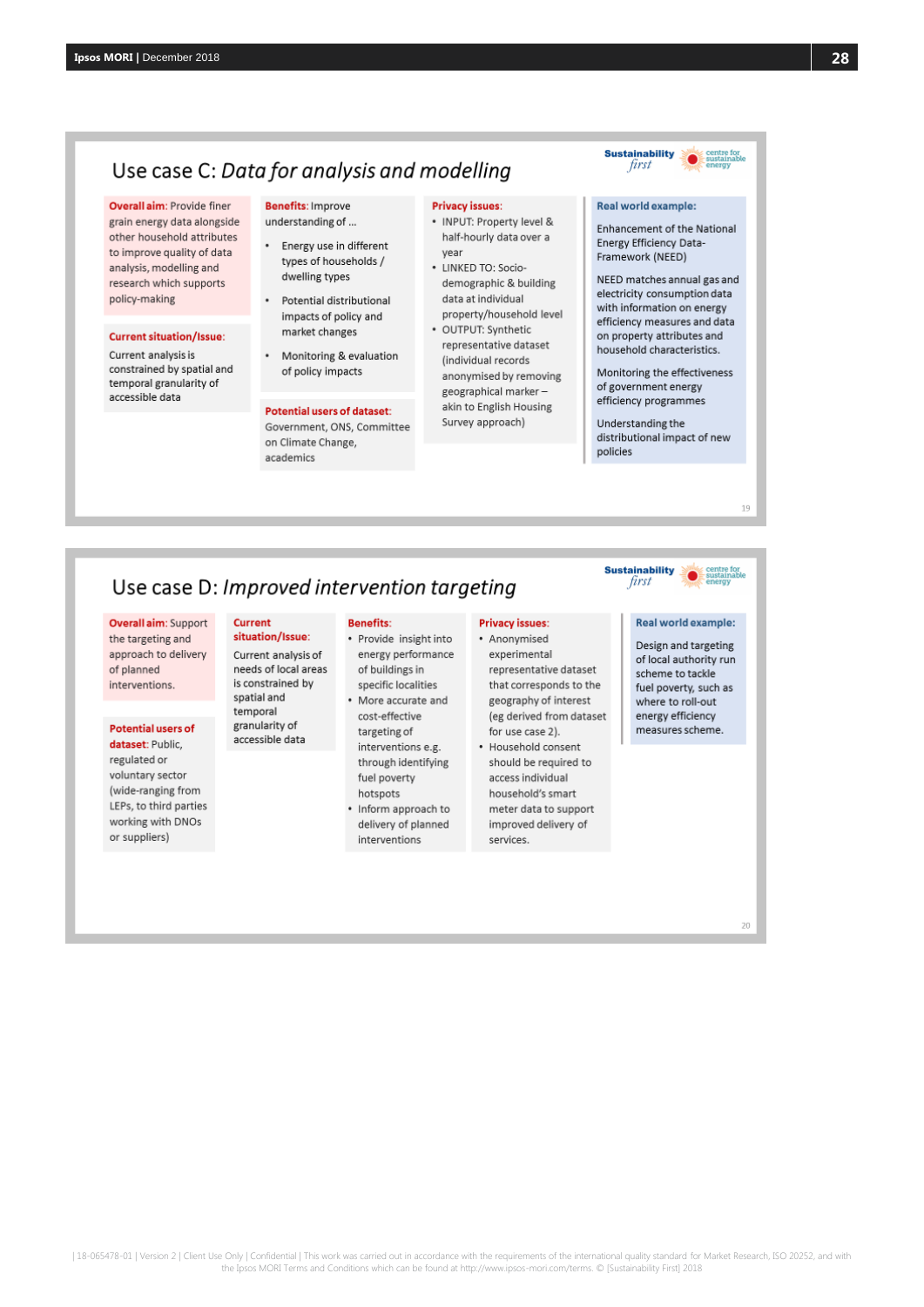## Use case C: *Data for analysis and modelling*

**Overall aim:** Provide finer grain energy data alongside other household attributes to improve quality of data analysis, modelling and research which supports policy-making

**Current situation/Issue:** Current analysis is constrained by spatial and temporal granularity of accessible data

**Benefits:** Improve understanding of …

- Energy use in different types of households / dwelling types
- Potential distributional impacts of policy and market changes
- Monitoring & evaluation of policy impacts

**Potential users of dataset:** Government, ONS, Committee on Climate Change, academics

**Privacy issues:**

- INPUT: Property level & half-hourly data over a year
- LINKED TO: Socio-demographic & building data at individual property/household level
- OUTPUT: Synthetic representative dataset (individual records anonymised by removing geographical marker – akin to English Housing Survey approach)

**Real world example:**

Enhancement of the National Energy Efficiency Data-Framework (NEED)

NEED matches annual gas and electricity consumption data with information on energy efficiency measures and data on property attributes and household characteristics.

Monitoring the effectiveness of government energy efficiency programmes

Understanding the distributional impact of new policies

## Use case D: *Improved intervention targeting*

**Overall aim:** Support the targeting and approach to delivery of planned interventions.

**Potential users of dataset:** Public, regulated or voluntary sector (wide-ranging from LEPs, to third parties working with DNOs or suppliers)

**Current situation/Issue:** Current analysis of needs of local areas is constrained by spatial and temporal granularity of accessible data

**Benefits:**

- Provide insight into energy performance of buildings in specific localities
- More accurate and cost-effective targeting of interventions e.g. through identifying fuel poverty hotspots
- Inform approach to delivery of planned interventions

**Privacy issues:**

- Anonymised experimental representative dataset that corresponds to the geography of interest (eg derived from dataset for use case 2).
- Household consent should be required to access individual household's smart meter data to support improved delivery of services.

**Real world example:**

Design and targeting of local authority run scheme to tackle fuel poverty, such as where to roll-out energy efficiency measures scheme.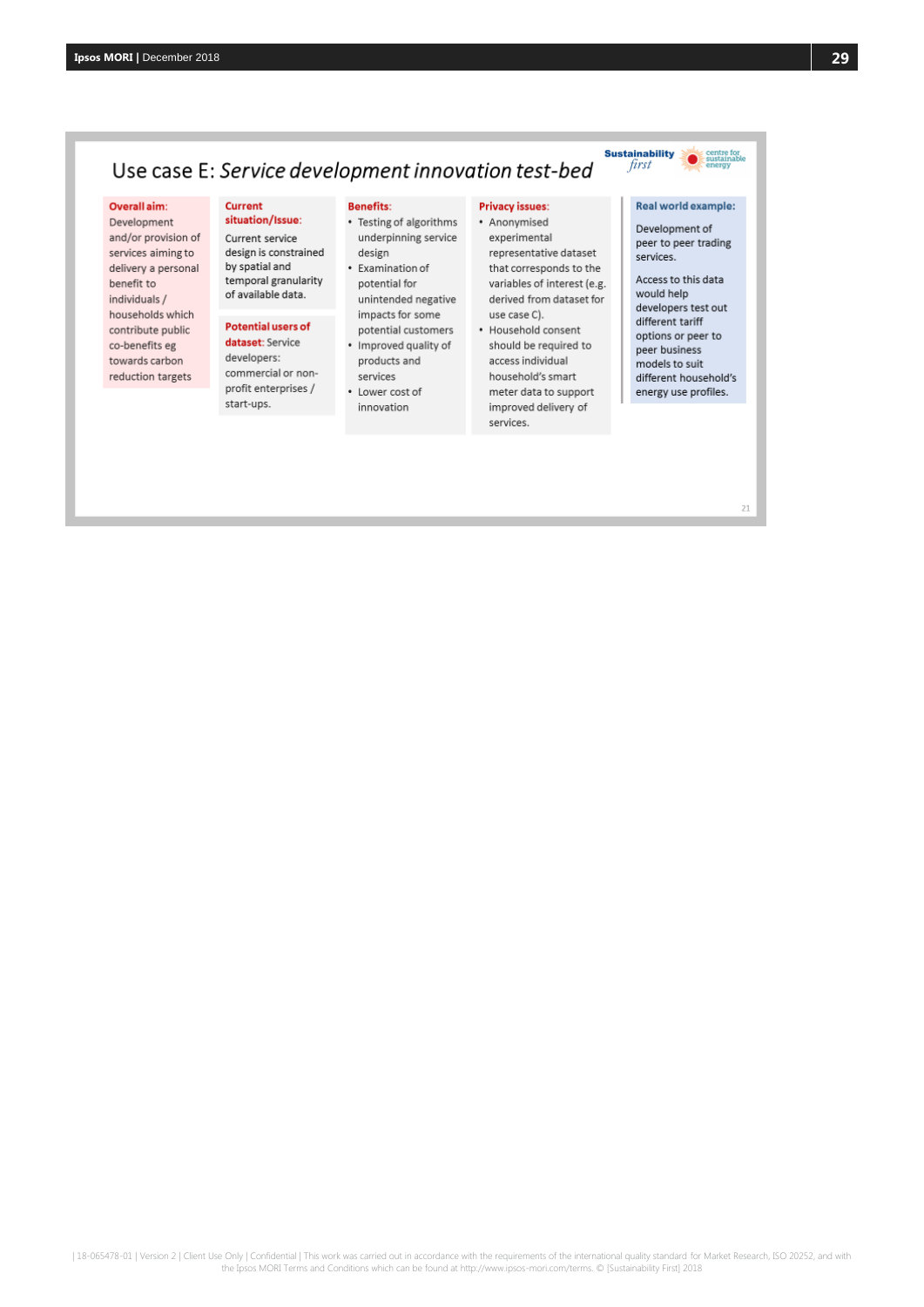# Use case E: *Service development innovation test-bed*

**Overall aim:** Development and/or provision of services aiming to delivery a personal benefit to individuals / households which contribute public co-benefits eg towards carbon reduction targets

**Current situation/Issue:** Current service design is constrained by spatial and temporal granularity of available data.

**Potential users of dataset:** Service developers: commercial or non-profit enterprises / start-ups.

**Benefits:**

- Testing of algorithms underpinning service design
- Examination of potential for unintended negative impacts for some potential customers
- Improved quality of products and services
- Lower cost of innovation

**Privacy issues:**

- Anonymised experimental representative dataset that corresponds to the variables of interest (e.g. derived from dataset for use case C).
- Household consent should be required to access individual household's smart meter data to support improved delivery of services.

**Real world example:**

Development of peer to peer trading services.

Access to this data would help developers test out different tariff options or peer to peer business models to suit different household's energy use profiles.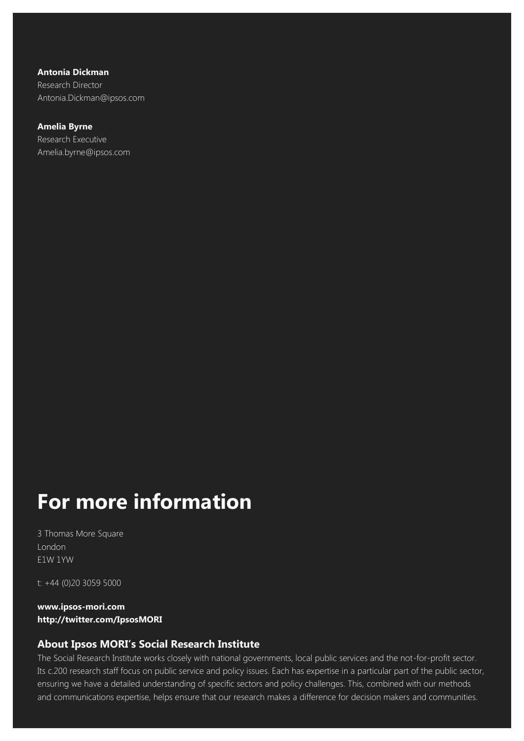**Antonia Dickman**
Research Director
Antonia.Dickman@ipsos.com

**Amelia Byrne**
Research Executive
Amelia.byrne@ipsos.com

# For more information

3 Thomas More Square
London
E1W 1YW

t: +44 (0)20 3059 5000

**www.ipsos-mori.com**
**http://twitter.com/IpsosMORI**

### About Ipsos MORI's Social Research Institute

The Social Research Institute works closely with national governments, local public services and the not-for-profit sector. Its c.200 research staff focus on public service and policy issues. Each has expertise in a particular part of the public sector, ensuring we have a detailed understanding of specific sectors and policy challenges. This, combined with our methods and communications expertise, helps ensure that our research makes a difference for decision makers and communities.